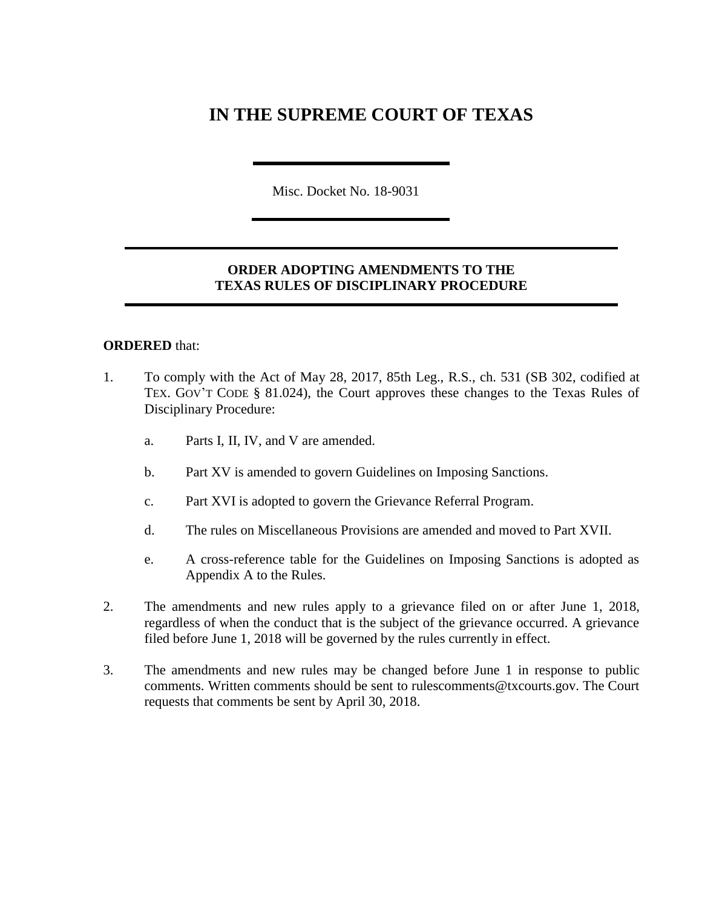# IN THE SUPREME COURT OF TEXAS

Misc. Docket No. 18-9031

## ORDER ADOPTING AMENDMENTS TO THE TEXAS RULES OF DISCIPLINARY PROCEDURE

**ORDERED** that:

1. To comply with the Act of May 28, 2017, 85th Leg., R.S., ch. 531 (SB 302, codified at TEX. GOV'T CODE § 81.024), the Court approves these changes to the Texas Rules of Disciplinary Procedure:

   a. Parts I, II, IV, and V are amended.

   b. Part XV is amended to govern Guidelines on Imposing Sanctions.

   c. Part XVI is adopted to govern the Grievance Referral Program.

   d. The rules on Miscellaneous Provisions are amended and moved to Part XVII.

   e. A cross-reference table for the Guidelines on Imposing Sanctions is adopted as Appendix A to the Rules.

2. The amendments and new rules apply to a grievance filed on or after June 1, 2018, regardless of when the conduct that is the subject of the grievance occurred. A grievance filed before June 1, 2018 will be governed by the rules currently in effect.

3. The amendments and new rules may be changed before June 1 in response to public comments. Written comments should be sent to rulescomments@txcourts.gov. The Court requests that comments be sent by April 30, 2018.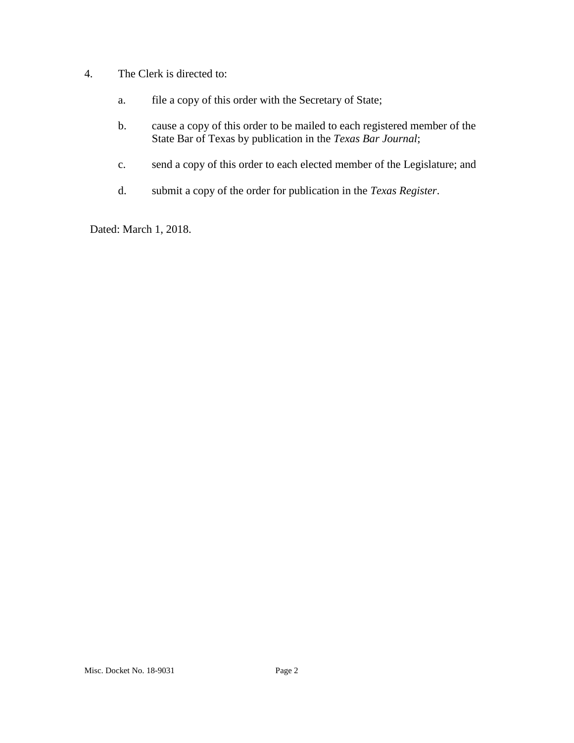4. The Clerk is directed to:

    a. file a copy of this order with the Secretary of State;

    b. cause a copy of this order to be mailed to each registered member of the State Bar of Texas by publication in the *Texas Bar Journal*;

    c. send a copy of this order to each elected member of the Legislature; and

    d. submit a copy of the order for publication in the *Texas Register*.

Dated: March 1, 2018.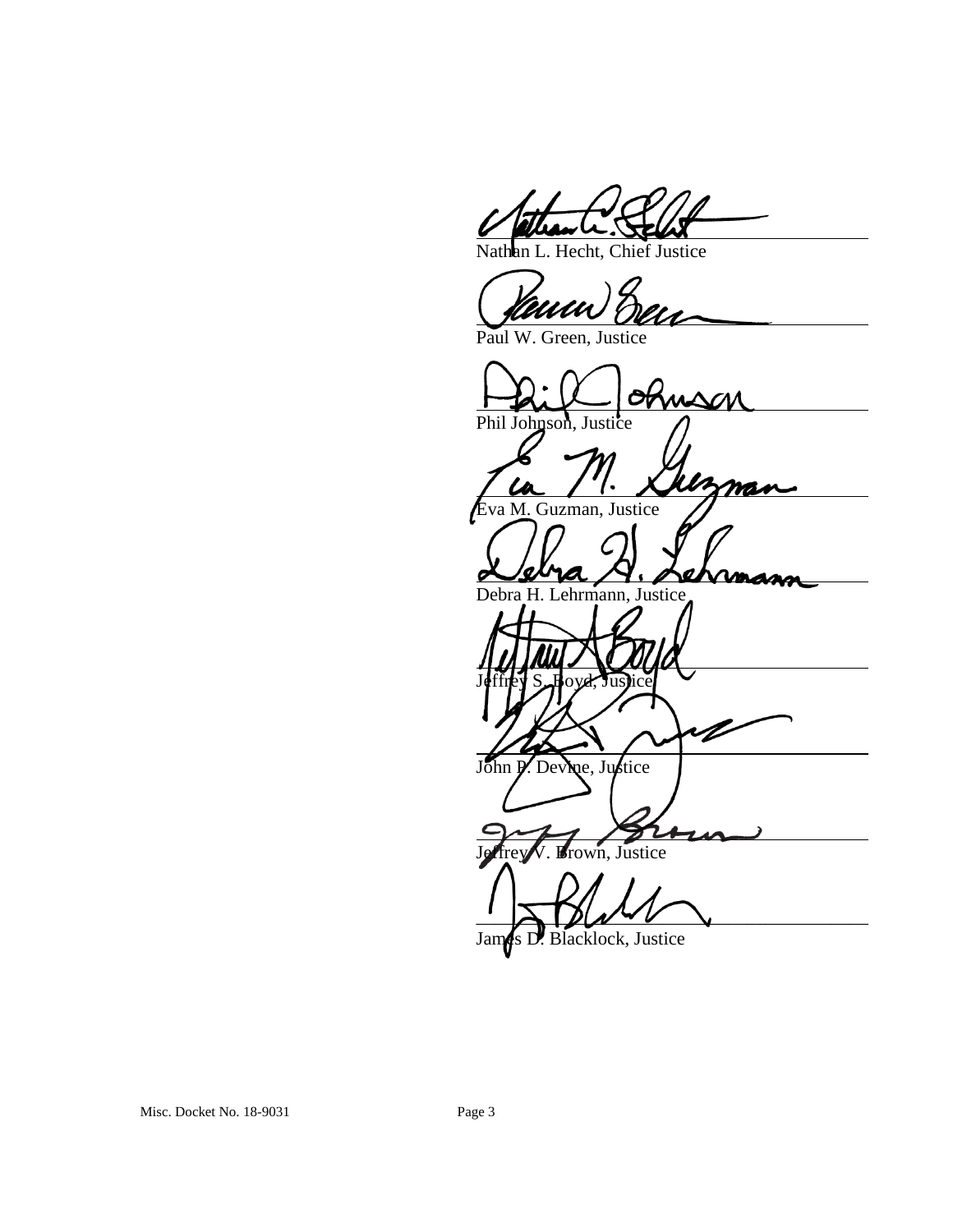_______________________________
Nathan L. Hecht, Chief Justice

_______________________________
Paul W. Green, Justice

_______________________________
Phil Johnson, Justice

_______________________________
Eva M. Guzman, Justice

_______________________________
Debra H. Lehrmann, Justice

_______________________________
Jeffrey S. Boyd, Justice

_______________________________
John P. Devine, Justice

_______________________________
Jeffrey V. Brown, Justice

_______________________________
James D. Blacklock, Justice

Misc. Docket No. 18-9031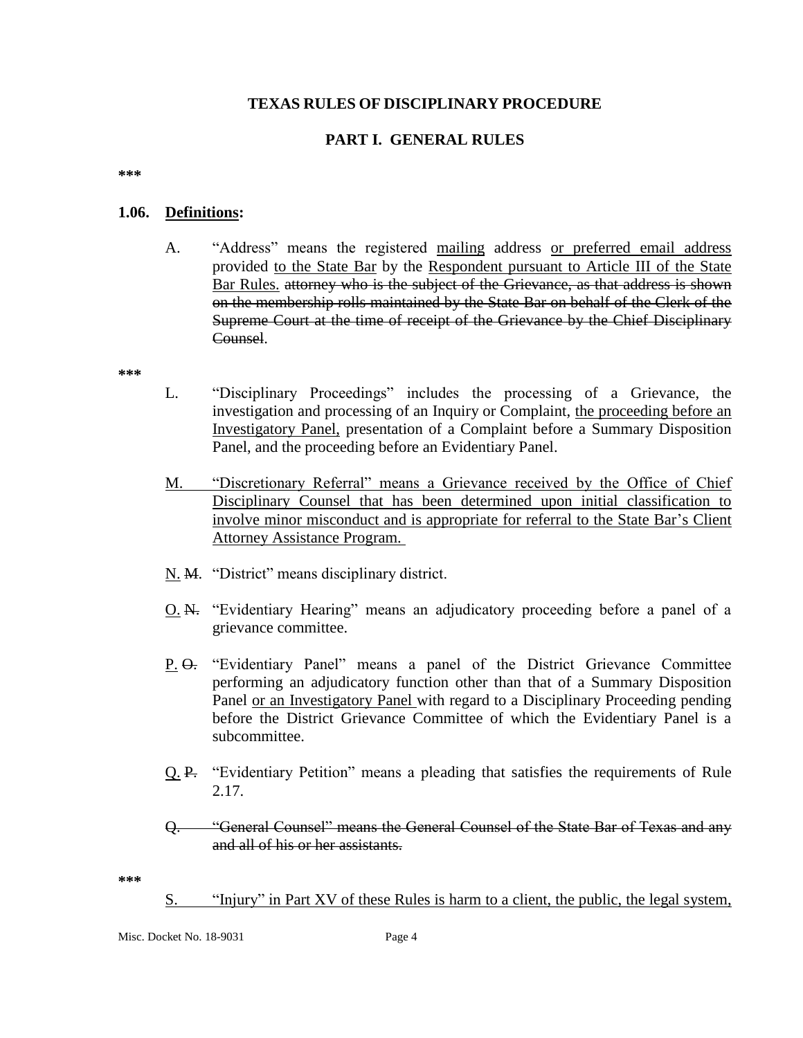**TEXAS RULES OF DISCIPLINARY PROCEDURE**

**PART I. GENERAL RULES**

*\*\**

**1.06. <u>Definitions</u>:**

A. "Address" means the registered <u>mailing</u> address <u>or preferred email address</u> provided <u>to the State Bar</u> by the <u>Respondent pursuant to Article III of the State Bar Rules.</u> ~~attorney who is the subject of the Grievance, as that address is shown on the membership rolls maintained by the State Bar on behalf of the Clerk of the Supreme Court at the time of receipt of the Grievance by the Chief Disciplinary Counsel~~.

*\*\**

L. "Disciplinary Proceedings" includes the processing of a Grievance, the investigation and processing of an Inquiry or Complaint, <u>the proceeding before an Investigatory Panel,</u> presentation of a Complaint before a Summary Disposition Panel, and the proceeding before an Evidentiary Panel.

<u>M. "Discretionary Referral" means a Grievance received by the Office of Chief Disciplinary Counsel that has been determined upon initial classification to involve minor misconduct and is appropriate for referral to the State Bar's Client Attorney Assistance Program.</u>

<u>N.</u> ~~M.~~ "District" means disciplinary district.

<u>O.</u> ~~N.~~ "Evidentiary Hearing" means an adjudicatory proceeding before a panel of a grievance committee.

<u>P.</u> ~~O.~~ "Evidentiary Panel" means a panel of the District Grievance Committee performing an adjudicatory function other than that of a Summary Disposition Panel <u>or an Investigatory Panel</u> with regard to a Disciplinary Proceeding pending before the District Grievance Committee of which the Evidentiary Panel is a subcommittee.

<u>Q.</u> ~~P.~~ "Evidentiary Petition" means a pleading that satisfies the requirements of Rule 2.17.

~~Q. "General Counsel" means the General Counsel of the State Bar of Texas and any and all of his or her assistants.~~

*\*\**

<u>S. "Injury" in Part XV of these Rules is harm to a client, the public, the legal system,</u>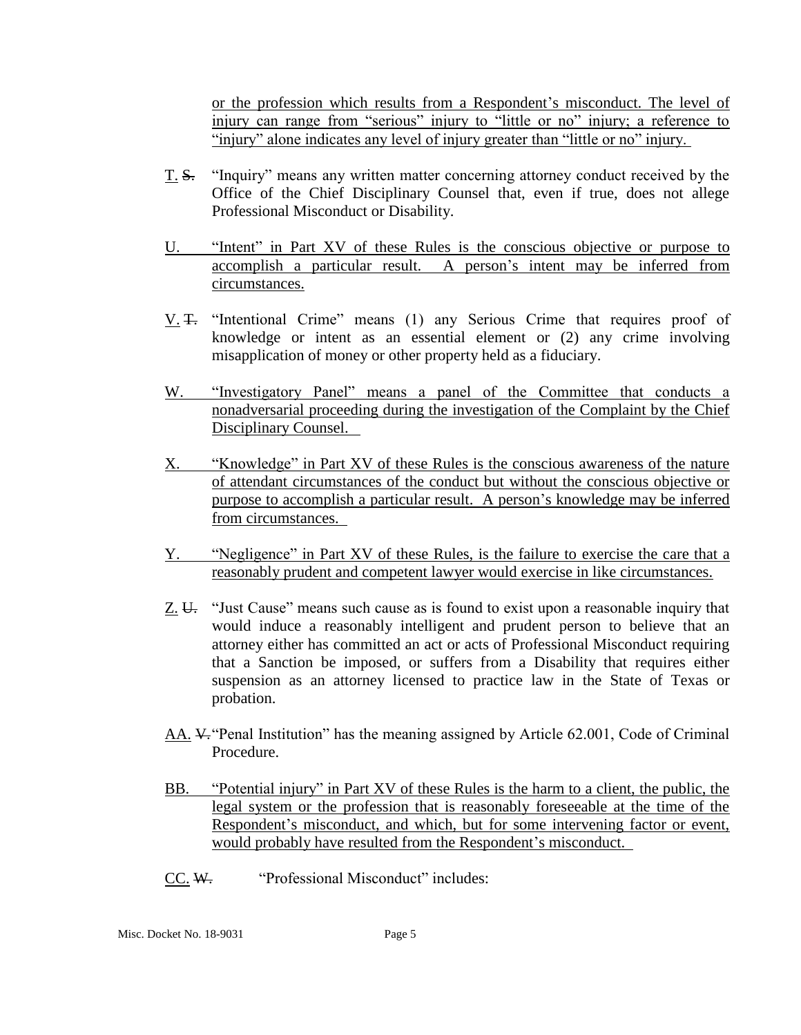or the profession which results from a Respondent's misconduct. The level of injury can range from "serious" injury to "little or no" injury; a reference to "injury" alone indicates any level of injury greater than "little or no" injury.

T. ~~S.~~ "Inquiry" means any written matter concerning attorney conduct received by the Office of the Chief Disciplinary Counsel that, even if true, does not allege Professional Misconduct or Disability.

U. "Intent" in Part XV of these Rules is the conscious objective or purpose to accomplish a particular result. A person's intent may be inferred from circumstances.

V. ~~T.~~ "Intentional Crime" means (1) any Serious Crime that requires proof of knowledge or intent as an essential element or (2) any crime involving misapplication of money or other property held as a fiduciary.

W. "Investigatory Panel" means a panel of the Committee that conducts a nonadversarial proceeding during the investigation of the Complaint by the Chief Disciplinary Counsel.

X. "Knowledge" in Part XV of these Rules is the conscious awareness of the nature of attendant circumstances of the conduct but without the conscious objective or purpose to accomplish a particular result. A person's knowledge may be inferred from circumstances.

Y. "Negligence" in Part XV of these Rules, is the failure to exercise the care that a reasonably prudent and competent lawyer would exercise in like circumstances.

Z. ~~U.~~ "Just Cause" means such cause as is found to exist upon a reasonable inquiry that would induce a reasonably intelligent and prudent person to believe that an attorney either has committed an act or acts of Professional Misconduct requiring that a Sanction be imposed, or suffers from a Disability that requires either suspension as an attorney licensed to practice law in the State of Texas or probation.

AA. ~~V.~~ "Penal Institution" has the meaning assigned by Article 62.001, Code of Criminal Procedure.

BB. "Potential injury" in Part XV of these Rules is the harm to a client, the public, the legal system or the profession that is reasonably foreseeable at the time of the Respondent's misconduct, and which, but for some intervening factor or event, would probably have resulted from the Respondent's misconduct.

CC. ~~W.~~ "Professional Misconduct" includes:

Misc. Docket No. 18-9031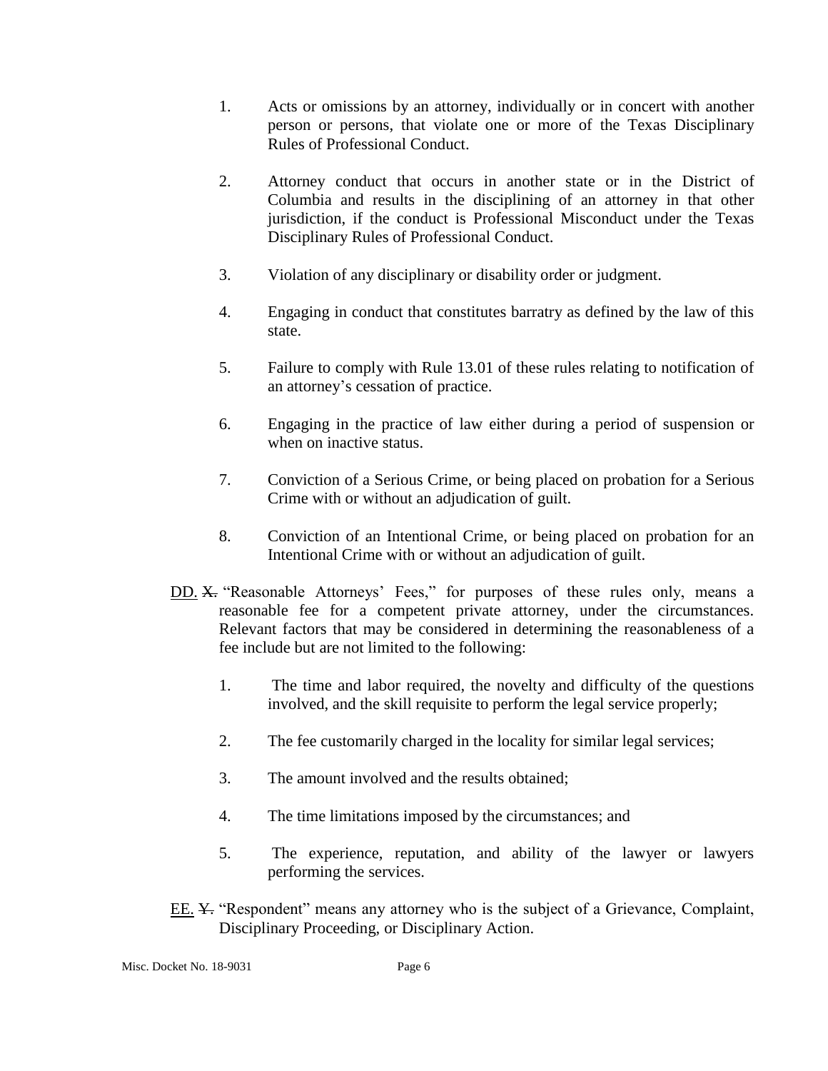1. Acts or omissions by an attorney, individually or in concert with another person or persons, that violate one or more of the Texas Disciplinary Rules of Professional Conduct.

2. Attorney conduct that occurs in another state or in the District of Columbia and results in the disciplining of an attorney in that other jurisdiction, if the conduct is Professional Misconduct under the Texas Disciplinary Rules of Professional Conduct.

3. Violation of any disciplinary or disability order or judgment.

4. Engaging in conduct that constitutes barratry as defined by the law of this state.

5. Failure to comply with Rule 13.01 of these rules relating to notification of an attorney's cessation of practice.

6. Engaging in the practice of law either during a period of suspension or when on inactive status.

7. Conviction of a Serious Crime, or being placed on probation for a Serious Crime with or without an adjudication of guilt.

8. Conviction of an Intentional Crime, or being placed on probation for an Intentional Crime with or without an adjudication of guilt.

<u>DD.</u> ~~X.~~ "Reasonable Attorneys' Fees," for purposes of these rules only, means a reasonable fee for a competent private attorney, under the circumstances. Relevant factors that may be considered in determining the reasonableness of a fee include but are not limited to the following:

1. The time and labor required, the novelty and difficulty of the questions involved, and the skill requisite to perform the legal service properly;

2. The fee customarily charged in the locality for similar legal services;

3. The amount involved and the results obtained;

4. The time limitations imposed by the circumstances; and

5. The experience, reputation, and ability of the lawyer or lawyers performing the services.

<u>EE.</u> ~~Y.~~ "Respondent" means any attorney who is the subject of a Grievance, Complaint, Disciplinary Proceeding, or Disciplinary Action.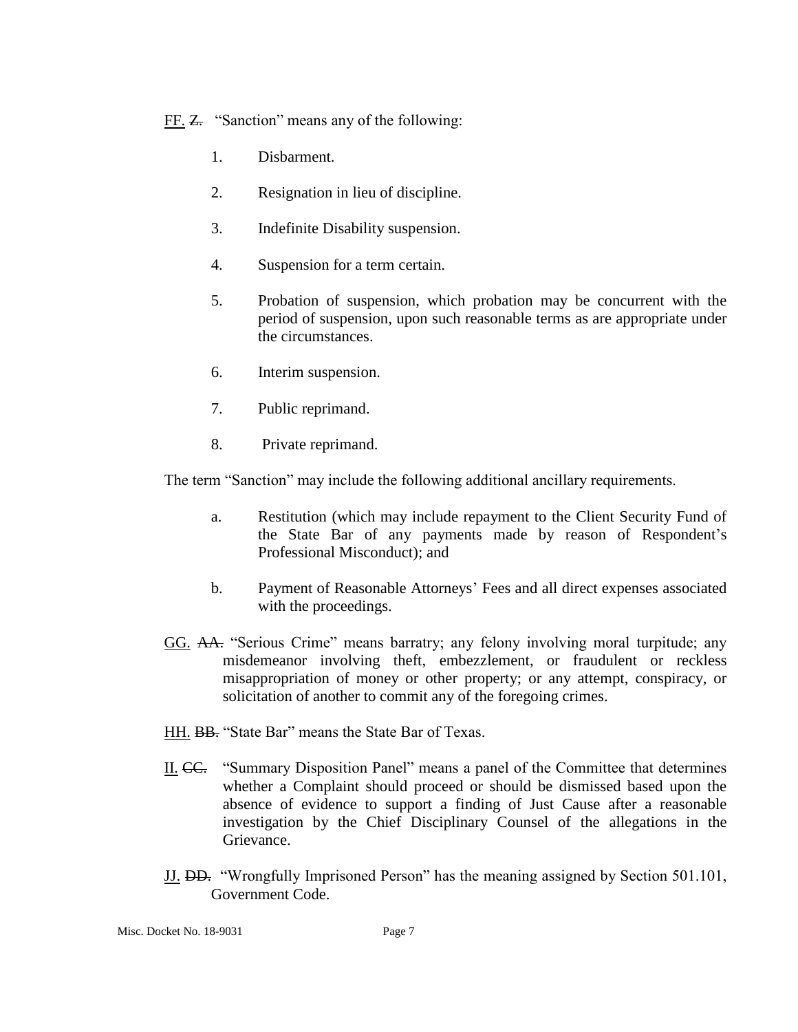<u>FF.</u> ~~Z.~~ "Sanction" means any of the following:

1. Disbarment.

2. Resignation in lieu of discipline.

3. Indefinite Disability suspension.

4. Suspension for a term certain.

5. Probation of suspension, which probation may be concurrent with the period of suspension, upon such reasonable terms as are appropriate under the circumstances.

6. Interim suspension.

7. Public reprimand.

8. Private reprimand.

The term "Sanction" may include the following additional ancillary requirements.

a. Restitution (which may include repayment to the Client Security Fund of the State Bar of any payments made by reason of Respondent's Professional Misconduct); and

b. Payment of Reasonable Attorneys' Fees and all direct expenses associated with the proceedings.

<u>GG.</u> ~~AA.~~ "Serious Crime" means barratry; any felony involving moral turpitude; any misdemeanor involving theft, embezzlement, or fraudulent or reckless misappropriation of money or other property; or any attempt, conspiracy, or solicitation of another to commit any of the foregoing crimes.

<u>HH.</u> ~~BB.~~ "State Bar" means the State Bar of Texas.

<u>II.</u> ~~CC.~~ "Summary Disposition Panel" means a panel of the Committee that determines whether a Complaint should proceed or should be dismissed based upon the absence of evidence to support a finding of Just Cause after a reasonable investigation by the Chief Disciplinary Counsel of the allegations in the Grievance.

<u>JJ.</u> ~~DD.~~ "Wrongfully Imprisoned Person" has the meaning assigned by Section 501.101, Government Code.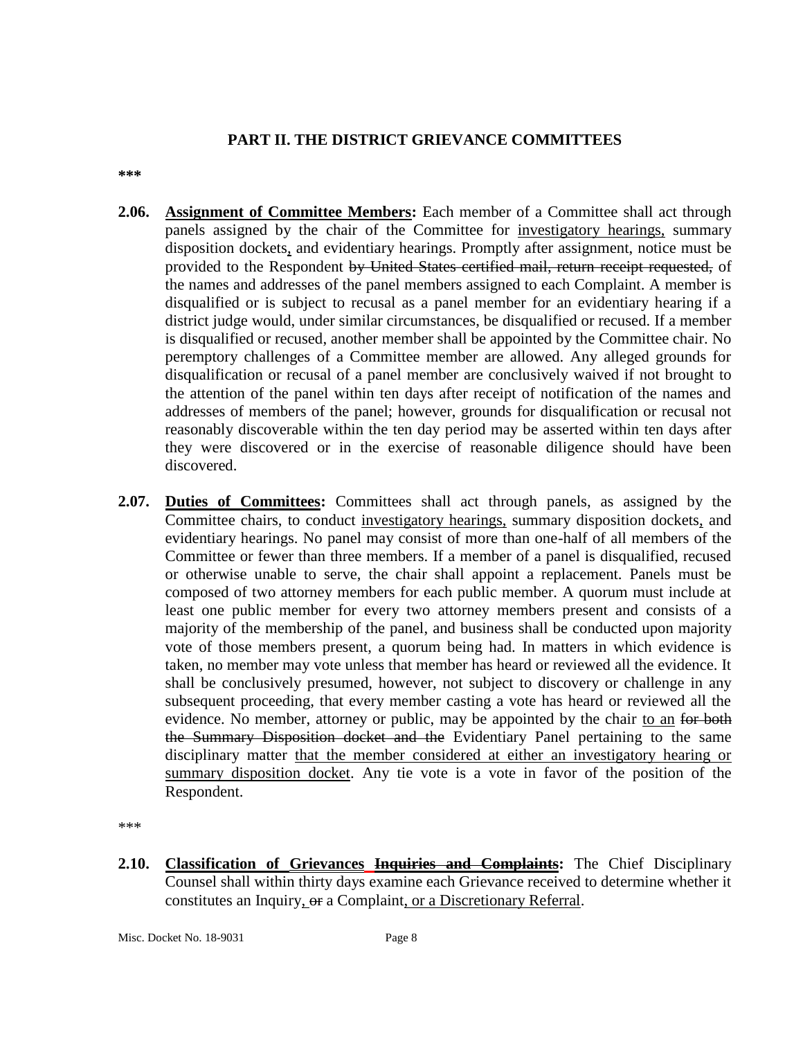## PART II. THE DISTRICT GRIEVANCE COMMITTEES

**\*\*\***

**2.06. Assignment of Committee Members:** Each member of a Committee shall act through panels assigned by the chair of the Committee for <u>investigatory hearings,</u> summary disposition dockets<u>,</u> and evidentiary hearings. Promptly after assignment, notice must be provided to the Respondent ~~by United States certified mail, return receipt requested,~~ of the names and addresses of the panel members assigned to each Complaint. A member is disqualified or is subject to recusal as a panel member for an evidentiary hearing if a district judge would, under similar circumstances, be disqualified or recused. If a member is disqualified or recused, another member shall be appointed by the Committee chair. No peremptory challenges of a Committee member are allowed. Any alleged grounds for disqualification or recusal of a panel member are conclusively waived if not brought to the attention of the panel within ten days after receipt of notification of the names and addresses of members of the panel; however, grounds for disqualification or recusal not reasonably discoverable within the ten day period may be asserted within ten days after they were discovered or in the exercise of reasonable diligence should have been discovered.

**2.07. Duties of Committees:** Committees shall act through panels, as assigned by the Committee chairs, to conduct <u>investigatory hearings,</u> summary disposition dockets<u>,</u> and evidentiary hearings. No panel may consist of more than one-half of all members of the Committee or fewer than three members. If a member of a panel is disqualified, recused or otherwise unable to serve, the chair shall appoint a replacement. Panels must be composed of two attorney members for each public member. A quorum must include at least one public member for every two attorney members present and consists of a majority of the membership of the panel, and business shall be conducted upon majority vote of those members present, a quorum being had. In matters in which evidence is taken, no member may vote unless that member has heard or reviewed all the evidence. It shall be conclusively presumed, however, not subject to discovery or challenge in any subsequent proceeding, that every member casting a vote has heard or reviewed all the evidence. No member, attorney or public, may be appointed by the chair <u>to an</u> ~~for both the Summary Disposition docket and the~~ Evidentiary Panel pertaining to the same disciplinary matter <u>that the member considered at either an investigatory hearing or summary disposition docket</u>. Any tie vote is a vote in favor of the position of the Respondent.

\*\*\*

**2.10. Classification of Grievances ~~Inquiries and Complaints~~:** The Chief Disciplinary Counsel shall within thirty days examine each Grievance received to determine whether it constitutes an Inquiry<u>,</u> ~~or~~ a Complaint<u>, or a Discretionary Referral</u>.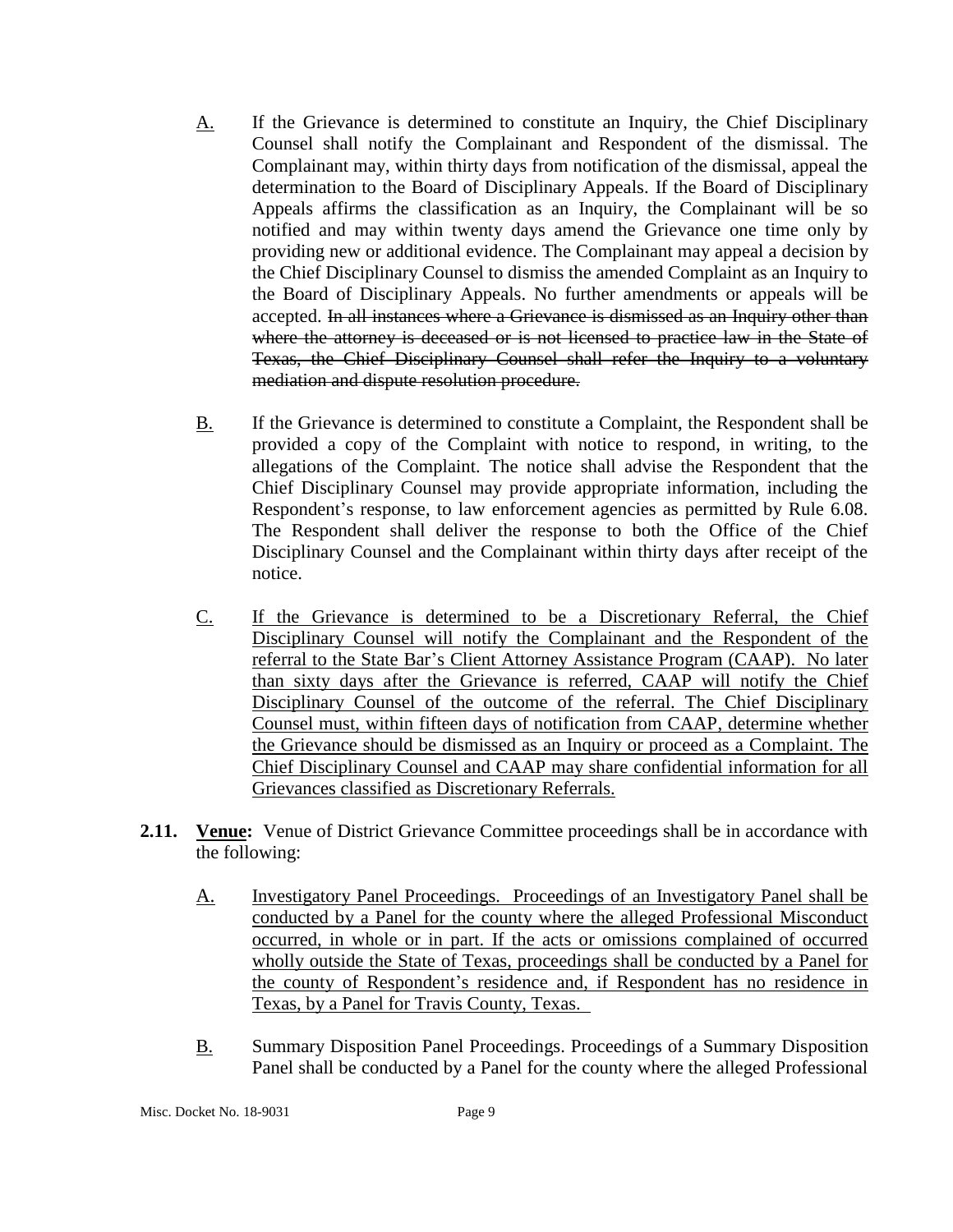A. If the Grievance is determined to constitute an Inquiry, the Chief Disciplinary Counsel shall notify the Complainant and Respondent of the dismissal. The Complainant may, within thirty days from notification of the dismissal, appeal the determination to the Board of Disciplinary Appeals. If the Board of Disciplinary Appeals affirms the classification as an Inquiry, the Complainant will be so notified and may within twenty days amend the Grievance one time only by providing new or additional evidence. The Complainant may appeal a decision by the Chief Disciplinary Counsel to dismiss the amended Complaint as an Inquiry to the Board of Disciplinary Appeals. No further amendments or appeals will be accepted. ~~In all instances where a Grievance is dismissed as an Inquiry other than where the attorney is deceased or is not licensed to practice law in the State of Texas, the Chief Disciplinary Counsel shall refer the Inquiry to a voluntary mediation and dispute resolution procedure.~~

B. If the Grievance is determined to constitute a Complaint, the Respondent shall be provided a copy of the Complaint with notice to respond, in writing, to the allegations of the Complaint. The notice shall advise the Respondent that the Chief Disciplinary Counsel may provide appropriate information, including the Respondent's response, to law enforcement agencies as permitted by Rule 6.08. The Respondent shall deliver the response to both the Office of the Chief Disciplinary Counsel and the Complainant within thirty days after receipt of the notice.

C. <u>If the Grievance is determined to be a Discretionary Referral, the Chief Disciplinary Counsel will notify the Complainant and the Respondent of the referral to the State Bar's Client Attorney Assistance Program (CAAP). No later than sixty days after the Grievance is referred, CAAP will notify the Chief Disciplinary Counsel of the outcome of the referral. The Chief Disciplinary Counsel must, within fifteen days of notification from CAAP, determine whether the Grievance should be dismissed as an Inquiry or proceed as a Complaint. The Chief Disciplinary Counsel and CAAP may share confidential information for all Grievances classified as Discretionary Referrals.</u>

**2.11. <u>Venue</u>:** Venue of District Grievance Committee proceedings shall be in accordance with the following:

A. <u>Investigatory Panel Proceedings. Proceedings of an Investigatory Panel shall be conducted by a Panel for the county where the alleged Professional Misconduct occurred, in whole or in part. If the acts or omissions complained of occurred wholly outside the State of Texas, proceedings shall be conducted by a Panel for the county of Respondent's residence and, if Respondent has no residence in Texas, by a Panel for Travis County, Texas.</u>

B. Summary Disposition Panel Proceedings. Proceedings of a Summary Disposition Panel shall be conducted by a Panel for the county where the alleged Professional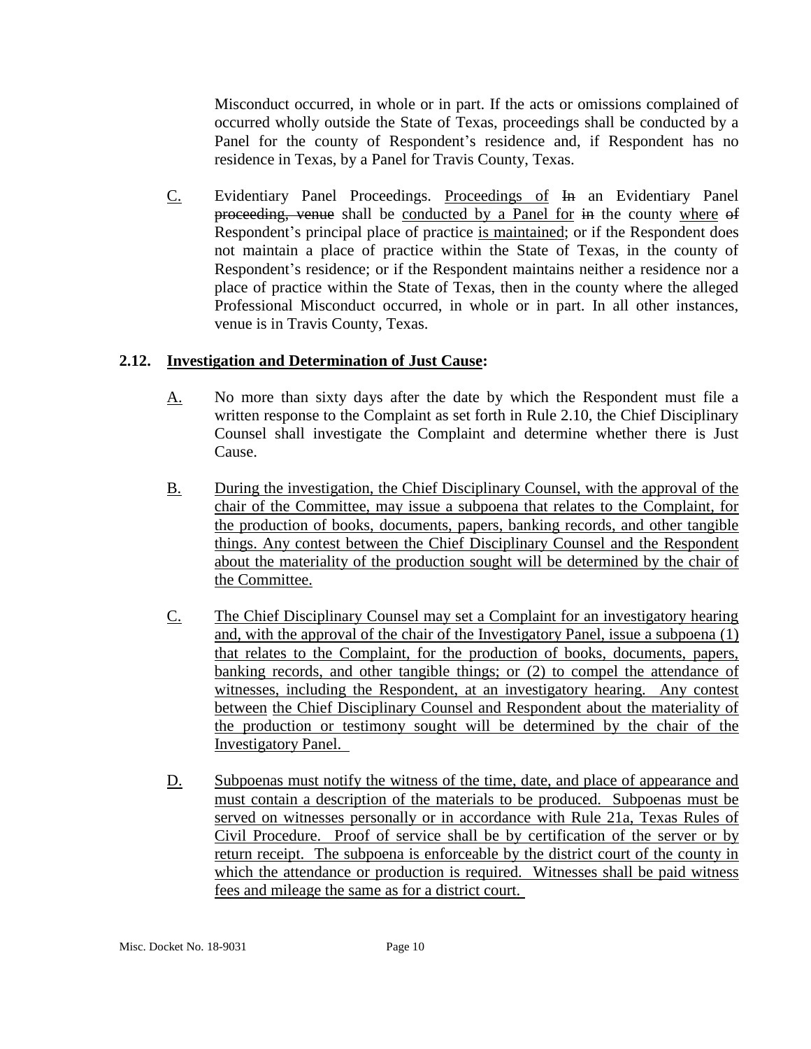Misconduct occurred, in whole or in part. If the acts or omissions complained of occurred wholly outside the State of Texas, proceedings shall be conducted by a Panel for the county of Respondent's residence and, if Respondent has no residence in Texas, by a Panel for Travis County, Texas.

C. Evidentiary Panel Proceedings. Proceedings of ~~In~~ an Evidentiary Panel ~~proceeding, venue~~ shall be conducted by a Panel for ~~in~~ the county where ~~of~~ Respondent's principal place of practice is maintained; or if the Respondent does not maintain a place of practice within the State of Texas, in the county of Respondent's residence; or if the Respondent maintains neither a residence nor a place of practice within the State of Texas, then in the county where the alleged Professional Misconduct occurred, in whole or in part. In all other instances, venue is in Travis County, Texas.

**2.12. Investigation and Determination of Just Cause:**

A. No more than sixty days after the date by which the Respondent must file a written response to the Complaint as set forth in Rule 2.10, the Chief Disciplinary Counsel shall investigate the Complaint and determine whether there is Just Cause.

B. During the investigation, the Chief Disciplinary Counsel, with the approval of the chair of the Committee, may issue a subpoena that relates to the Complaint, for the production of books, documents, papers, banking records, and other tangible things. Any contest between the Chief Disciplinary Counsel and the Respondent about the materiality of the production sought will be determined by the chair of the Committee.

C. The Chief Disciplinary Counsel may set a Complaint for an investigatory hearing and, with the approval of the chair of the Investigatory Panel, issue a subpoena (1) that relates to the Complaint, for the production of books, documents, papers, banking records, and other tangible things; or (2) to compel the attendance of witnesses, including the Respondent, at an investigatory hearing. Any contest between the Chief Disciplinary Counsel and Respondent about the materiality of the production or testimony sought will be determined by the chair of the Investigatory Panel.

D. Subpoenas must notify the witness of the time, date, and place of appearance and must contain a description of the materials to be produced. Subpoenas must be served on witnesses personally or in accordance with Rule 21a, Texas Rules of Civil Procedure. Proof of service shall be by certification of the server or by return receipt. The subpoena is enforceable by the district court of the county in which the attendance or production is required. Witnesses shall be paid witness fees and mileage the same as for a district court.

Misc. Docket No. 18-9031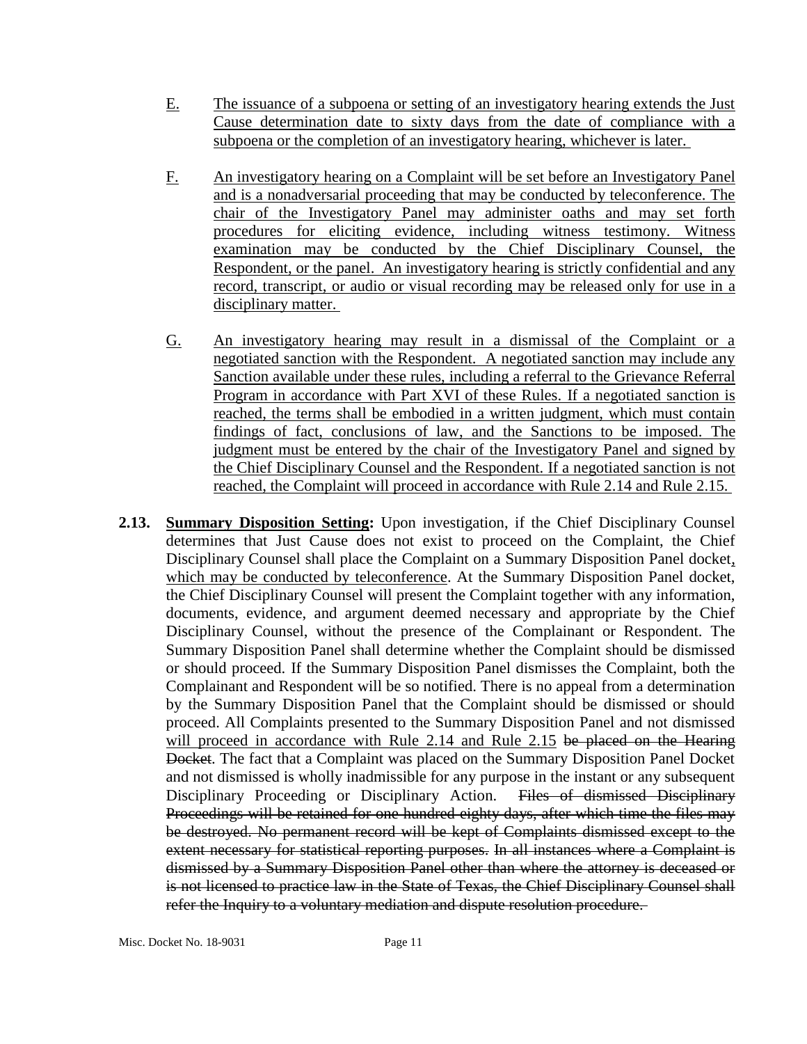E. The issuance of a subpoena or setting of an investigatory hearing extends the Just Cause determination date to sixty days from the date of compliance with a subpoena or the completion of an investigatory hearing, whichever is later.

F. An investigatory hearing on a Complaint will be set before an Investigatory Panel and is a nonadversarial proceeding that may be conducted by teleconference. The chair of the Investigatory Panel may administer oaths and may set forth procedures for eliciting evidence, including witness testimony. Witness examination may be conducted by the Chief Disciplinary Counsel, the Respondent, or the panel. An investigatory hearing is strictly confidential and any record, transcript, or audio or visual recording may be released only for use in a disciplinary matter.

G. An investigatory hearing may result in a dismissal of the Complaint or a negotiated sanction with the Respondent. A negotiated sanction may include any Sanction available under these rules, including a referral to the Grievance Referral Program in accordance with Part XVI of these Rules. If a negotiated sanction is reached, the terms shall be embodied in a written judgment, which must contain findings of fact, conclusions of law, and the Sanctions to be imposed. The judgment must be entered by the chair of the Investigatory Panel and signed by the Chief Disciplinary Counsel and the Respondent. If a negotiated sanction is not reached, the Complaint will proceed in accordance with Rule 2.14 and Rule 2.15.

**2.13. Summary Disposition Setting:** Upon investigation, if the Chief Disciplinary Counsel determines that Just Cause does not exist to proceed on the Complaint, the Chief Disciplinary Counsel shall place the Complaint on a Summary Disposition Panel docket, which may be conducted by teleconference. At the Summary Disposition Panel docket, the Chief Disciplinary Counsel will present the Complaint together with any information, documents, evidence, and argument deemed necessary and appropriate by the Chief Disciplinary Counsel, without the presence of the Complainant or Respondent. The Summary Disposition Panel shall determine whether the Complaint should be dismissed or should proceed. If the Summary Disposition Panel dismisses the Complaint, both the Complainant and Respondent will be so notified. There is no appeal from a determination by the Summary Disposition Panel that the Complaint should be dismissed or should proceed. All Complaints presented to the Summary Disposition Panel and not dismissed will proceed in accordance with Rule 2.14 and Rule 2.15 ~~be placed on the Hearing Docket~~. The fact that a Complaint was placed on the Summary Disposition Panel Docket and not dismissed is wholly inadmissible for any purpose in the instant or any subsequent Disciplinary Proceeding or Disciplinary Action. ~~Files of dismissed Disciplinary Proceedings will be retained for one hundred eighty days, after which time the files may be destroyed. No permanent record will be kept of Complaints dismissed except to the extent necessary for statistical reporting purposes. In all instances where a Complaint is dismissed by a Summary Disposition Panel other than where the attorney is deceased or is not licensed to practice law in the State of Texas, the Chief Disciplinary Counsel shall refer the Inquiry to a voluntary mediation and dispute resolution procedure.~~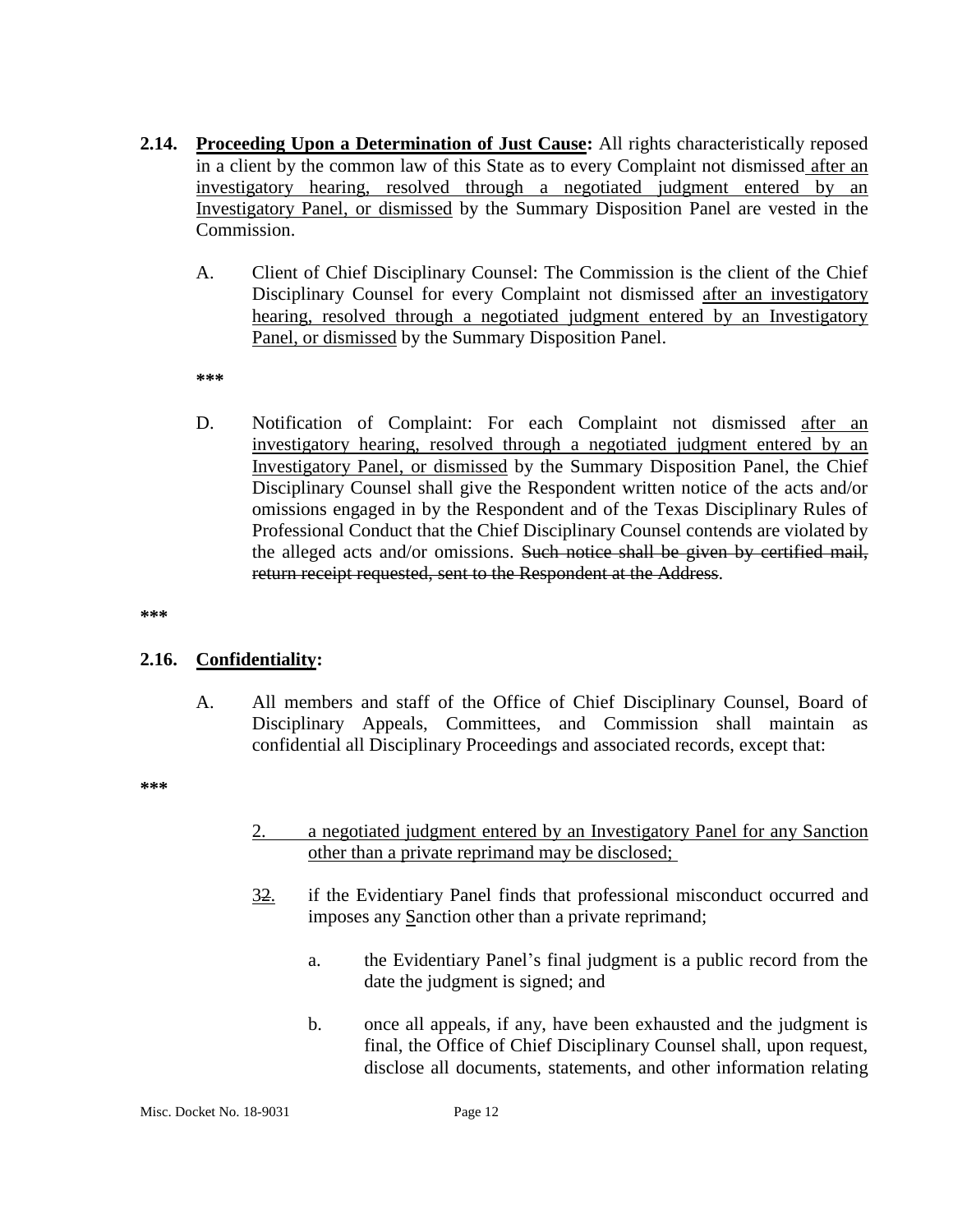**2.14. Proceeding Upon a Determination of Just Cause:** All rights characteristically reposed in a client by the common law of this State as to every Complaint not dismissed after an investigatory hearing, resolved through a negotiated judgment entered by an Investigatory Panel, or dismissed by the Summary Disposition Panel are vested in the Commission.

A. Client of Chief Disciplinary Counsel: The Commission is the client of the Chief Disciplinary Counsel for every Complaint not dismissed after an investigatory hearing, resolved through a negotiated judgment entered by an Investigatory Panel, or dismissed by the Summary Disposition Panel.

\*\*\*

D. Notification of Complaint: For each Complaint not dismissed after an investigatory hearing, resolved through a negotiated judgment entered by an Investigatory Panel, or dismissed by the Summary Disposition Panel, the Chief Disciplinary Counsel shall give the Respondent written notice of the acts and/or omissions engaged in by the Respondent and of the Texas Disciplinary Rules of Professional Conduct that the Chief Disciplinary Counsel contends are violated by the alleged acts and/or omissions. ~~Such notice shall be given by certified mail, return receipt requested, sent to the Respondent at the Address~~.

\*\*\*

**2.16. Confidentiality:**

A. All members and staff of the Office of Chief Disciplinary Counsel, Board of Disciplinary Appeals, Committees, and Commission shall maintain as confidential all Disciplinary Proceedings and associated records, except that:

\*\*\*

2. a negotiated judgment entered by an Investigatory Panel for any Sanction other than a private reprimand may be disclosed;

3~~2~~. if the Evidentiary Panel finds that professional misconduct occurred and imposes any Sanction other than a private reprimand;

a. the Evidentiary Panel's final judgment is a public record from the date the judgment is signed; and

b. once all appeals, if any, have been exhausted and the judgment is final, the Office of Chief Disciplinary Counsel shall, upon request, disclose all documents, statements, and other information relating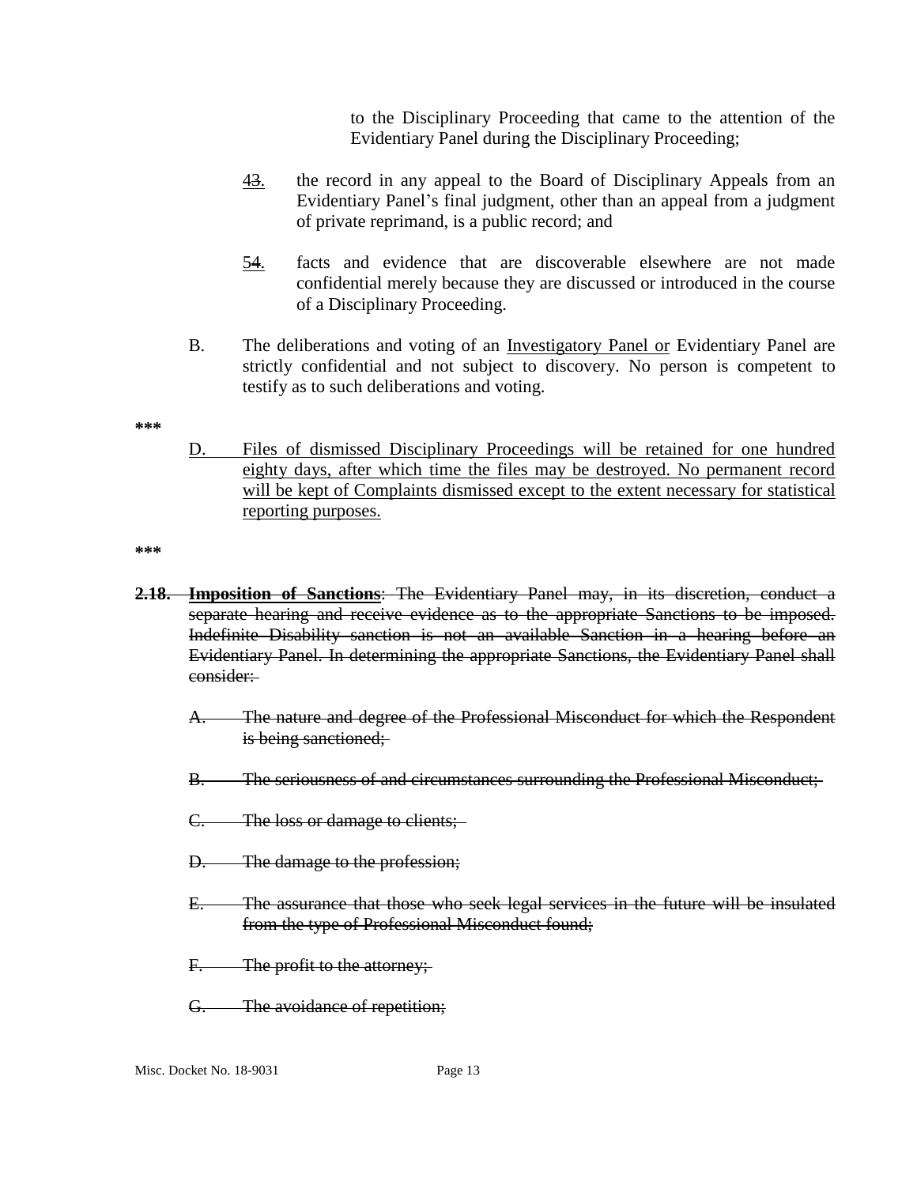to the Disciplinary Proceeding that came to the attention of the Evidentiary Panel during the Disciplinary Proceeding;

4~~3~~. the record in any appeal to the Board of Disciplinary Appeals from an Evidentiary Panel's final judgment, other than an appeal from a judgment of private reprimand, is a public record; and

5~~4~~. facts and evidence that are discoverable elsewhere are not made confidential merely because they are discussed or introduced in the course of a Disciplinary Proceeding.

B. The deliberations and voting of an Investigatory Panel or Evidentiary Panel are strictly confidential and not subject to discovery. No person is competent to testify as to such deliberations and voting.

***

D. Files of dismissed Disciplinary Proceedings will be retained for one hundred eighty days, after which time the files may be destroyed. No permanent record will be kept of Complaints dismissed except to the extent necessary for statistical reporting purposes.

***

~~**2.18. Imposition of Sanctions**: The Evidentiary Panel may, in its discretion, conduct a separate hearing and receive evidence as to the appropriate Sanctions to be imposed. Indefinite Disability sanction is not an available Sanction in a hearing before an Evidentiary Panel. In determining the appropriate Sanctions, the Evidentiary Panel shall consider:~~

~~A. The nature and degree of the Professional Misconduct for which the Respondent is being sanctioned;~~

~~B. The seriousness of and circumstances surrounding the Professional Misconduct;~~

~~C. The loss or damage to clients;~~

~~D. The damage to the profession;~~

~~E. The assurance that those who seek legal services in the future will be insulated from the type of Professional Misconduct found;~~

~~F. The profit to the attorney;~~

~~G. The avoidance of repetition;~~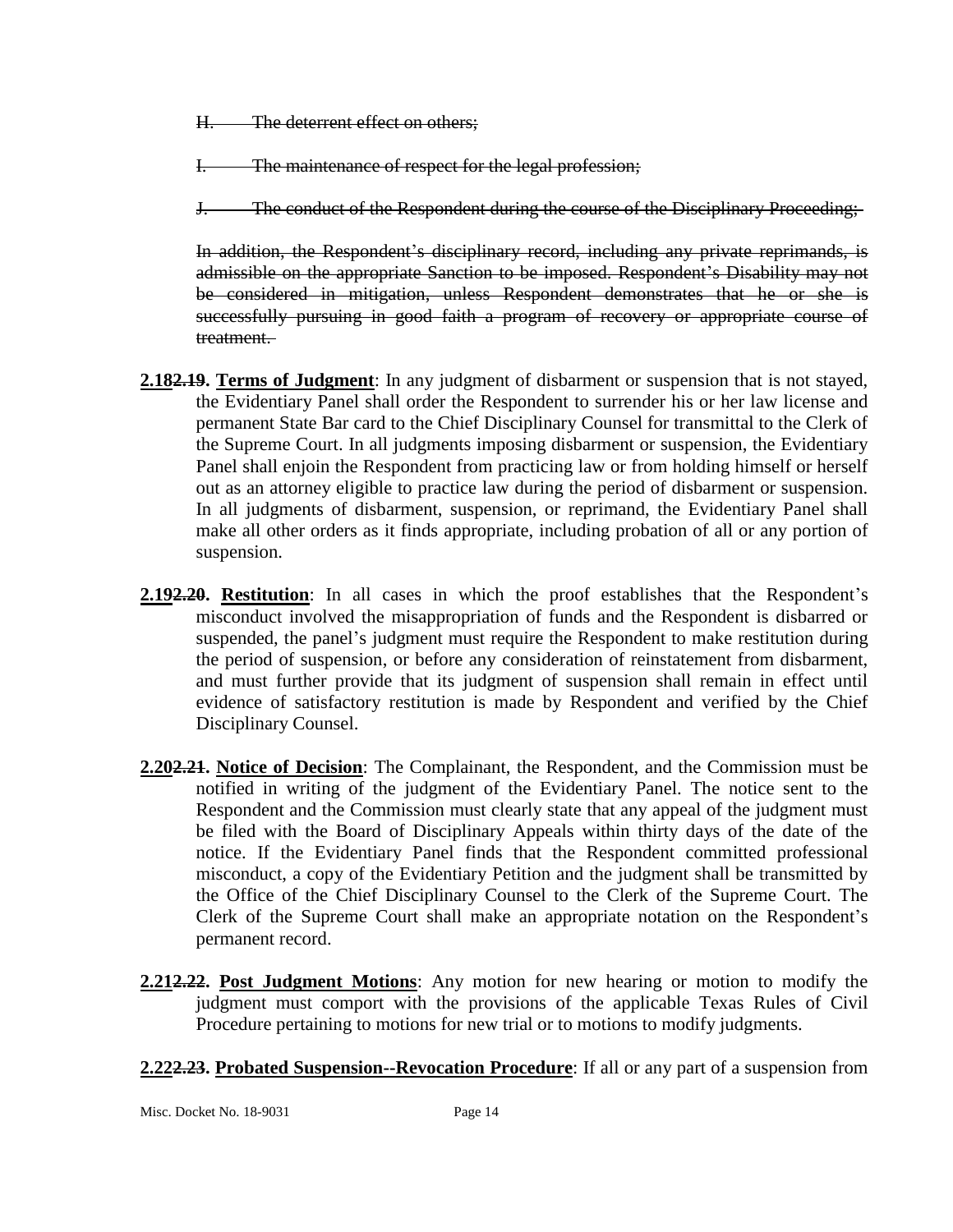~~H. The deterrent effect on others;~~

~~I. The maintenance of respect for the legal profession;~~

~~J. The conduct of the Respondent during the course of the Disciplinary Proceeding;~~

~~In addition, the Respondent's disciplinary record, including any private reprimands, is admissible on the appropriate Sanction to be imposed. Respondent's Disability may not be considered in mitigation, unless Respondent demonstrates that he or she is successfully pursuing in good faith a program of recovery or appropriate course of treatment.~~

**<u>2.18</u>~~2.19~~. <u>Terms of Judgment</u>**: In any judgment of disbarment or suspension that is not stayed, the Evidentiary Panel shall order the Respondent to surrender his or her law license and permanent State Bar card to the Chief Disciplinary Counsel for transmittal to the Clerk of the Supreme Court. In all judgments imposing disbarment or suspension, the Evidentiary Panel shall enjoin the Respondent from practicing law or from holding himself or herself out as an attorney eligible to practice law during the period of disbarment or suspension. In all judgments of disbarment, suspension, or reprimand, the Evidentiary Panel shall make all other orders as it finds appropriate, including probation of all or any portion of suspension.

**<u>2.19</u>~~2.20~~. <u>Restitution</u>**: In all cases in which the proof establishes that the Respondent's misconduct involved the misappropriation of funds and the Respondent is disbarred or suspended, the panel's judgment must require the Respondent to make restitution during the period of suspension, or before any consideration of reinstatement from disbarment, and must further provide that its judgment of suspension shall remain in effect until evidence of satisfactory restitution is made by Respondent and verified by the Chief Disciplinary Counsel.

**<u>2.20</u>~~2.21~~. <u>Notice of Decision</u>**: The Complainant, the Respondent, and the Commission must be notified in writing of the judgment of the Evidentiary Panel. The notice sent to the Respondent and the Commission must clearly state that any appeal of the judgment must be filed with the Board of Disciplinary Appeals within thirty days of the date of the notice. If the Evidentiary Panel finds that the Respondent committed professional misconduct, a copy of the Evidentiary Petition and the judgment shall be transmitted by the Office of the Chief Disciplinary Counsel to the Clerk of the Supreme Court. The Clerk of the Supreme Court shall make an appropriate notation on the Respondent's permanent record.

**<u>2.21</u>~~2.22~~. <u>Post Judgment Motions</u>**: Any motion for new hearing or motion to modify the judgment must comport with the provisions of the applicable Texas Rules of Civil Procedure pertaining to motions for new trial or to motions to modify judgments.

**<u>2.22</u>~~2.23~~. <u>Probated Suspension--Revocation Procedure</u>**: If all or any part of a suspension from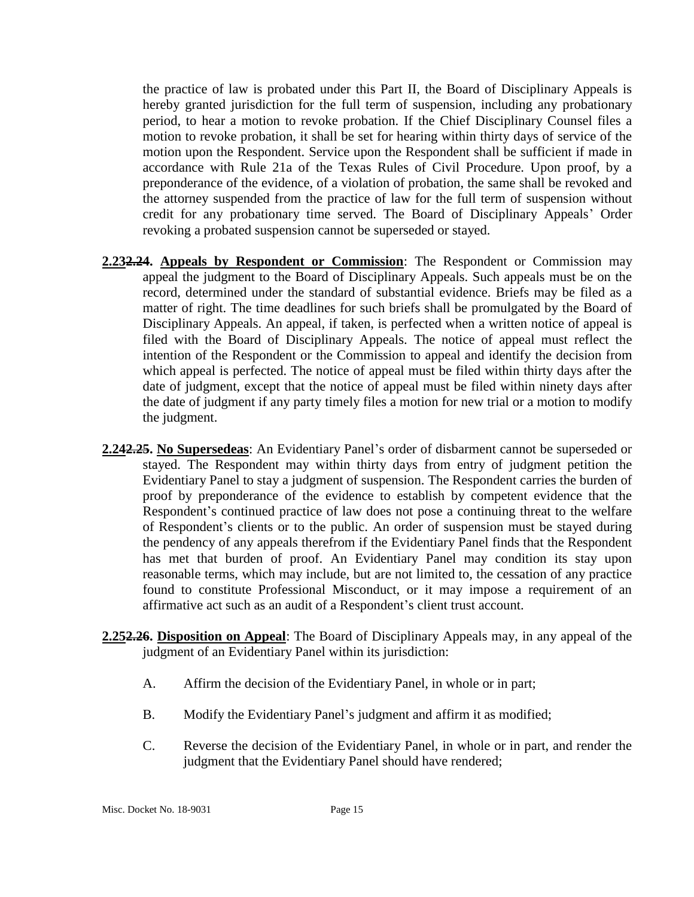the practice of law is probated under this Part II, the Board of Disciplinary Appeals is hereby granted jurisdiction for the full term of suspension, including any probationary period, to hear a motion to revoke probation. If the Chief Disciplinary Counsel files a motion to revoke probation, it shall be set for hearing within thirty days of service of the motion upon the Respondent. Service upon the Respondent shall be sufficient if made in accordance with Rule 21a of the Texas Rules of Civil Procedure. Upon proof, by a preponderance of the evidence, of a violation of probation, the same shall be revoked and the attorney suspended from the practice of law for the full term of suspension without credit for any probationary time served. The Board of Disciplinary Appeals' Order revoking a probated suspension cannot be superseded or stayed.

**2.23~~2.24~~. Appeals by Respondent or Commission**: The Respondent or Commission may appeal the judgment to the Board of Disciplinary Appeals. Such appeals must be on the record, determined under the standard of substantial evidence. Briefs may be filed as a matter of right. The time deadlines for such briefs shall be promulgated by the Board of Disciplinary Appeals. An appeal, if taken, is perfected when a written notice of appeal is filed with the Board of Disciplinary Appeals. The notice of appeal must reflect the intention of the Respondent or the Commission to appeal and identify the decision from which appeal is perfected. The notice of appeal must be filed within thirty days after the date of judgment, except that the notice of appeal must be filed within ninety days after the date of judgment if any party timely files a motion for new trial or a motion to modify the judgment.

**2.24~~2.25~~. No Supersedeas**: An Evidentiary Panel's order of disbarment cannot be superseded or stayed. The Respondent may within thirty days from entry of judgment petition the Evidentiary Panel to stay a judgment of suspension. The Respondent carries the burden of proof by preponderance of the evidence to establish by competent evidence that the Respondent's continued practice of law does not pose a continuing threat to the welfare of Respondent's clients or to the public. An order of suspension must be stayed during the pendency of any appeals therefrom if the Evidentiary Panel finds that the Respondent has met that burden of proof. An Evidentiary Panel may condition its stay upon reasonable terms, which may include, but are not limited to, the cessation of any practice found to constitute Professional Misconduct, or it may impose a requirement of an affirmative act such as an audit of a Respondent's client trust account.

**2.25~~2.26~~. Disposition on Appeal**: The Board of Disciplinary Appeals may, in any appeal of the judgment of an Evidentiary Panel within its jurisdiction:

A. Affirm the decision of the Evidentiary Panel, in whole or in part;

B. Modify the Evidentiary Panel's judgment and affirm it as modified;

C. Reverse the decision of the Evidentiary Panel, in whole or in part, and render the judgment that the Evidentiary Panel should have rendered;

Misc. Docket No. 18-9031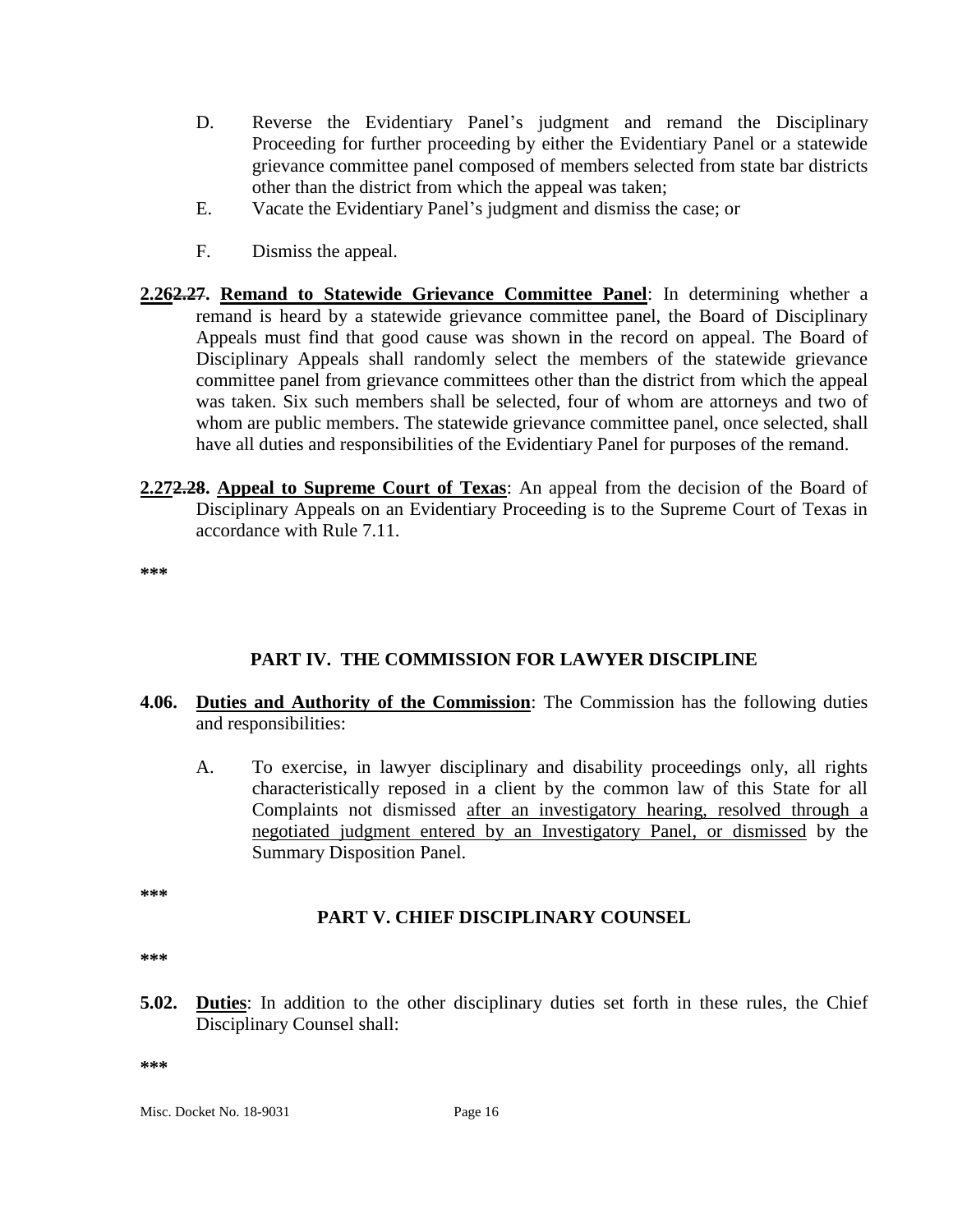D. Reverse the Evidentiary Panel's judgment and remand the Disciplinary Proceeding for further proceeding by either the Evidentiary Panel or a statewide grievance committee panel composed of members selected from state bar districts other than the district from which the appeal was taken;

E. Vacate the Evidentiary Panel's judgment and dismiss the case; or

F. Dismiss the appeal.

**<u>2.26</u>~~2.27~~. <u>Remand to Statewide Grievance Committee Panel</u>**: In determining whether a remand is heard by a statewide grievance committee panel, the Board of Disciplinary Appeals must find that good cause was shown in the record on appeal. The Board of Disciplinary Appeals shall randomly select the members of the statewide grievance committee panel from grievance committees other than the district from which the appeal was taken. Six such members shall be selected, four of whom are attorneys and two of whom are public members. The statewide grievance committee panel, once selected, shall have all duties and responsibilities of the Evidentiary Panel for purposes of the remand.

**<u>2.27</u>~~2.28~~. <u>Appeal to Supreme Court of Texas</u>**: An appeal from the decision of the Board of Disciplinary Appeals on an Evidentiary Proceeding is to the Supreme Court of Texas in accordance with Rule 7.11.

**\*\*\***

## PART IV. THE COMMISSION FOR LAWYER DISCIPLINE

**4.06. <u>Duties and Authority of the Commission</u>**: The Commission has the following duties and responsibilities:

A. To exercise, in lawyer disciplinary and disability proceedings only, all rights characteristically reposed in a client by the common law of this State for all Complaints not dismissed <u>after an investigatory hearing, resolved through a negotiated judgment entered by an Investigatory Panel, or dismissed</u> by the Summary Disposition Panel.

**\*\*\***

## PART V. CHIEF DISCIPLINARY COUNSEL

**\*\*\***

**5.02. <u>Duties</u>**: In addition to the other disciplinary duties set forth in these rules, the Chief Disciplinary Counsel shall:

**\*\*\***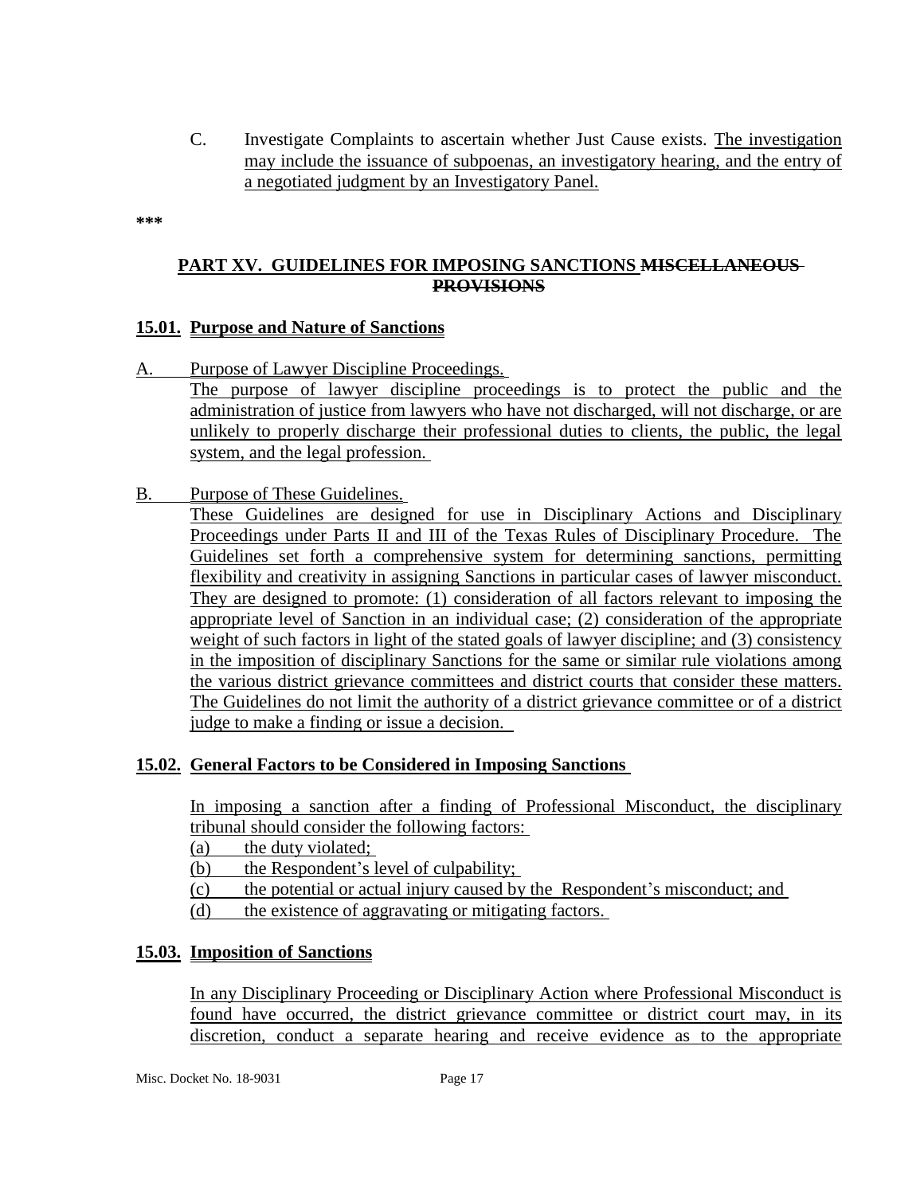C. Investigate Complaints to ascertain whether Just Cause exists. The investigation may include the issuance of subpoenas, an investigatory hearing, and the entry of a negotiated judgment by an Investigatory Panel.

***

## PART XV. GUIDELINES FOR IMPOSING SANCTIONS ~~MISCELLANEOUS PROVISIONS~~

### 15.01. Purpose and Nature of Sanctions

A. Purpose of Lawyer Discipline Proceedings.

The purpose of lawyer discipline proceedings is to protect the public and the administration of justice from lawyers who have not discharged, will not discharge, or are unlikely to properly discharge their professional duties to clients, the public, the legal system, and the legal profession.

B. Purpose of These Guidelines.

These Guidelines are designed for use in Disciplinary Actions and Disciplinary Proceedings under Parts II and III of the Texas Rules of Disciplinary Procedure. The Guidelines set forth a comprehensive system for determining sanctions, permitting flexibility and creativity in assigning Sanctions in particular cases of lawyer misconduct. They are designed to promote: (1) consideration of all factors relevant to imposing the appropriate level of Sanction in an individual case; (2) consideration of the appropriate weight of such factors in light of the stated goals of lawyer discipline; and (3) consistency in the imposition of disciplinary Sanctions for the same or similar rule violations among the various district grievance committees and district courts that consider these matters. The Guidelines do not limit the authority of a district grievance committee or of a district judge to make a finding or issue a decision.

### 15.02. General Factors to be Considered in Imposing Sanctions

In imposing a sanction after a finding of Professional Misconduct, the disciplinary tribunal should consider the following factors:

(a) the duty violated;

(b) the Respondent's level of culpability;

(c) the potential or actual injury caused by the Respondent's misconduct; and

(d) the existence of aggravating or mitigating factors.

### 15.03. Imposition of Sanctions

In any Disciplinary Proceeding or Disciplinary Action where Professional Misconduct is found have occurred, the district grievance committee or district court may, in its discretion, conduct a separate hearing and receive evidence as to the appropriate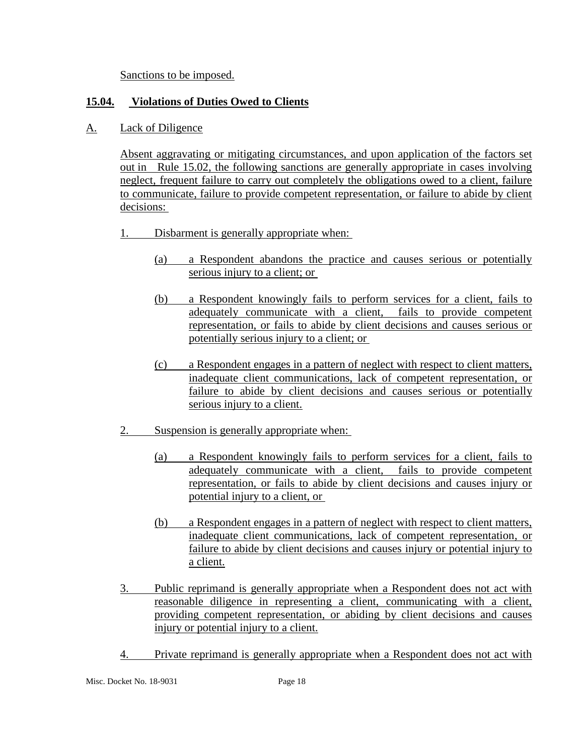Sanctions to be imposed.

## 15.04. Violations of Duties Owed to Clients

A. Lack of Diligence

Absent aggravating or mitigating circumstances, and upon application of the factors set out in Rule 15.02, the following sanctions are generally appropriate in cases involving neglect, frequent failure to carry out completely the obligations owed to a client, failure to communicate, failure to provide competent representation, or failure to abide by client decisions:

1. Disbarment is generally appropriate when:

   (a) a Respondent abandons the practice and causes serious or potentially serious injury to a client; or

   (b) a Respondent knowingly fails to perform services for a client, fails to adequately communicate with a client, fails to provide competent representation, or fails to abide by client decisions and causes serious or potentially serious injury to a client; or

   (c) a Respondent engages in a pattern of neglect with respect to client matters, inadequate client communications, lack of competent representation, or failure to abide by client decisions and causes serious or potentially serious injury to a client.

2. Suspension is generally appropriate when:

   (a) a Respondent knowingly fails to perform services for a client, fails to adequately communicate with a client, fails to provide competent representation, or fails to abide by client decisions and causes injury or potential injury to a client, or

   (b) a Respondent engages in a pattern of neglect with respect to client matters, inadequate client communications, lack of competent representation, or failure to abide by client decisions and causes injury or potential injury to a client.

3. Public reprimand is generally appropriate when a Respondent does not act with reasonable diligence in representing a client, communicating with a client, providing competent representation, or abiding by client decisions and causes injury or potential injury to a client.

4. Private reprimand is generally appropriate when a Respondent does not act with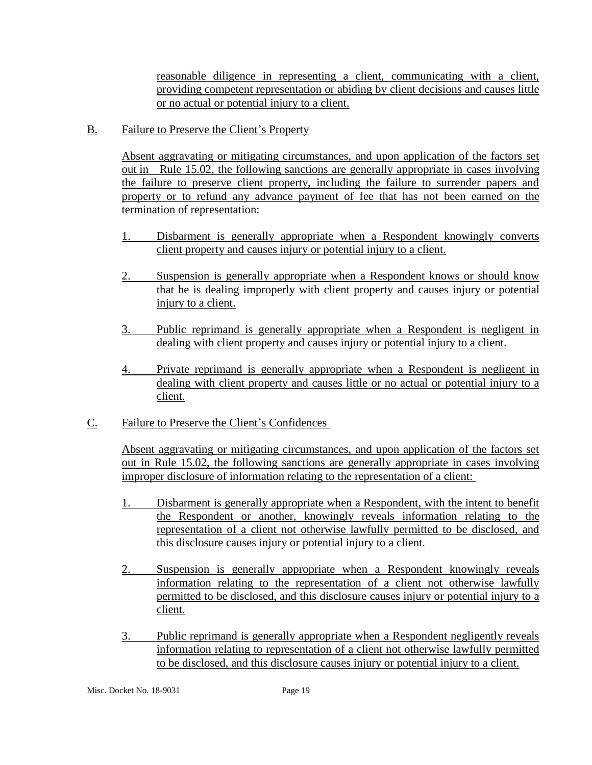reasonable diligence in representing a client, communicating with a client, providing competent representation or abiding by client decisions and causes little or no actual or potential injury to a client.

B. Failure to Preserve the Client's Property

Absent aggravating or mitigating circumstances, and upon application of the factors set out in Rule 15.02, the following sanctions are generally appropriate in cases involving the failure to preserve client property, including the failure to surrender papers and property or to refund any advance payment of fee that has not been earned on the termination of representation:

1. Disbarment is generally appropriate when a Respondent knowingly converts client property and causes injury or potential injury to a client.

2. Suspension is generally appropriate when a Respondent knows or should know that he is dealing improperly with client property and causes injury or potential injury to a client.

3. Public reprimand is generally appropriate when a Respondent is negligent in dealing with client property and causes injury or potential injury to a client.

4. Private reprimand is generally appropriate when a Respondent is negligent in dealing with client property and causes little or no actual or potential injury to a client.

C. Failure to Preserve the Client's Confidences

Absent aggravating or mitigating circumstances, and upon application of the factors set out in Rule 15.02, the following sanctions are generally appropriate in cases involving improper disclosure of information relating to the representation of a client:

1. Disbarment is generally appropriate when a Respondent, with the intent to benefit the Respondent or another, knowingly reveals information relating to the representation of a client not otherwise lawfully permitted to be disclosed, and this disclosure causes injury or potential injury to a client.

2. Suspension is generally appropriate when a Respondent knowingly reveals information relating to the representation of a client not otherwise lawfully permitted to be disclosed, and this disclosure causes injury or potential injury to a client.

3. Public reprimand is generally appropriate when a Respondent negligently reveals information relating to representation of a client not otherwise lawfully permitted to be disclosed, and this disclosure causes injury or potential injury to a client.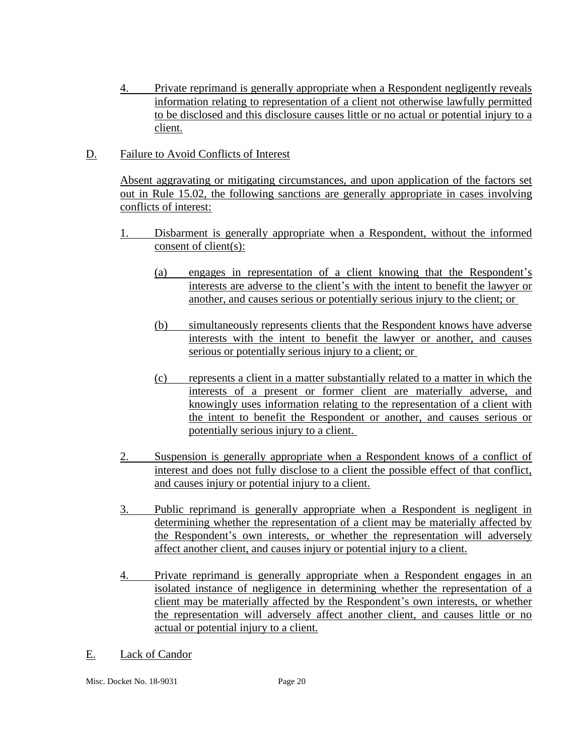4. Private reprimand is generally appropriate when a Respondent negligently reveals information relating to representation of a client not otherwise lawfully permitted to be disclosed and this disclosure causes little or no actual or potential injury to a client.

D. Failure to Avoid Conflicts of Interest

Absent aggravating or mitigating circumstances, and upon application of the factors set out in Rule 15.02, the following sanctions are generally appropriate in cases involving conflicts of interest:

1. Disbarment is generally appropriate when a Respondent, without the informed consent of client(s):

   (a) engages in representation of a client knowing that the Respondent's interests are adverse to the client's with the intent to benefit the lawyer or another, and causes serious or potentially serious injury to the client; or

   (b) simultaneously represents clients that the Respondent knows have adverse interests with the intent to benefit the lawyer or another, and causes serious or potentially serious injury to a client; or

   (c) represents a client in a matter substantially related to a matter in which the interests of a present or former client are materially adverse, and knowingly uses information relating to the representation of a client with the intent to benefit the Respondent or another, and causes serious or potentially serious injury to a client.

2. Suspension is generally appropriate when a Respondent knows of a conflict of interest and does not fully disclose to a client the possible effect of that conflict, and causes injury or potential injury to a client.

3. Public reprimand is generally appropriate when a Respondent is negligent in determining whether the representation of a client may be materially affected by the Respondent's own interests, or whether the representation will adversely affect another client, and causes injury or potential injury to a client.

4. Private reprimand is generally appropriate when a Respondent engages in an isolated instance of negligence in determining whether the representation of a client may be materially affected by the Respondent's own interests, or whether the representation will adversely affect another client, and causes little or no actual or potential injury to a client.

E. Lack of Candor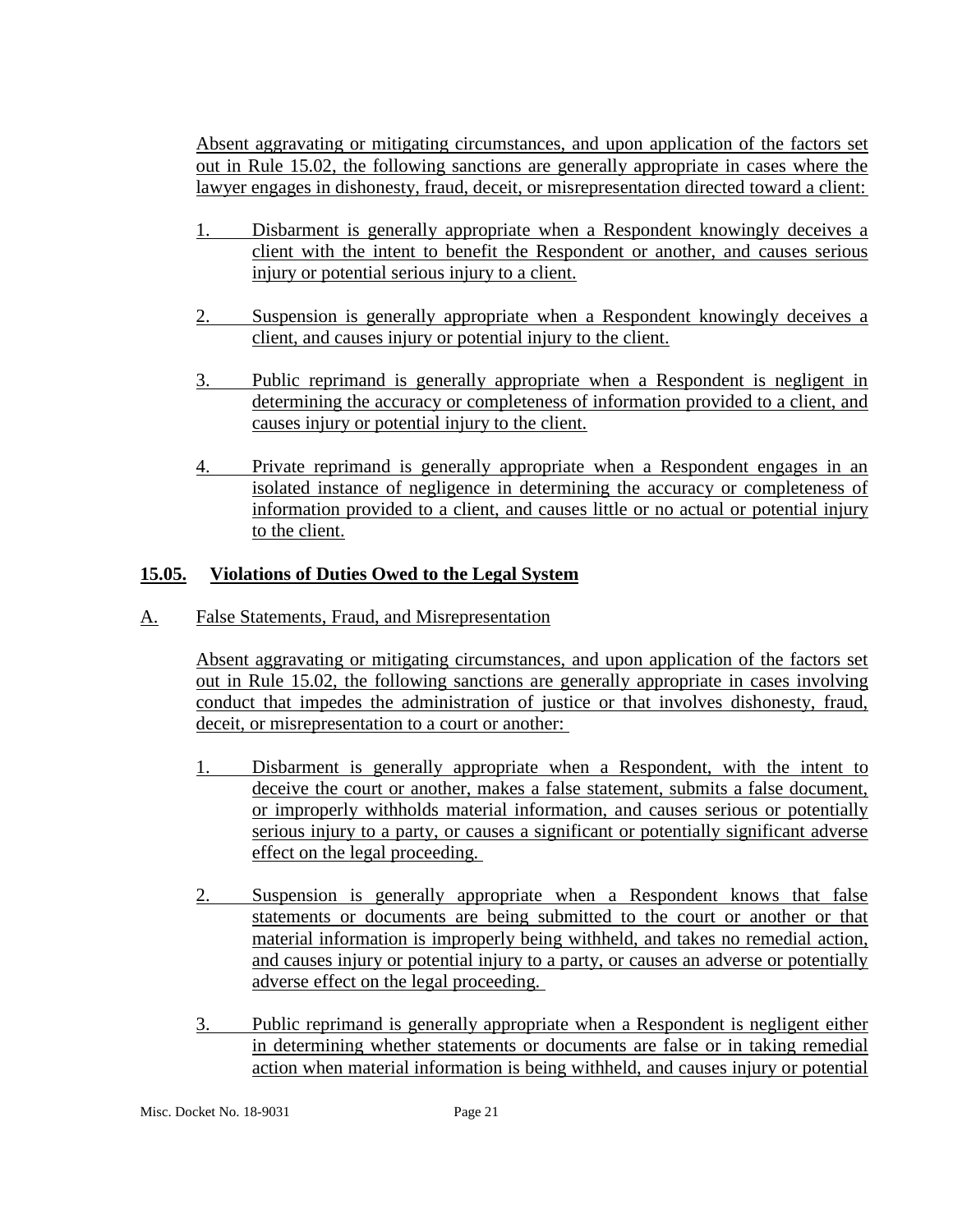Absent aggravating or mitigating circumstances, and upon application of the factors set out in Rule 15.02, the following sanctions are generally appropriate in cases where the lawyer engages in dishonesty, fraud, deceit, or misrepresentation directed toward a client:

1. Disbarment is generally appropriate when a Respondent knowingly deceives a client with the intent to benefit the Respondent or another, and causes serious injury or potential serious injury to a client.

2. Suspension is generally appropriate when a Respondent knowingly deceives a client, and causes injury or potential injury to the client.

3. Public reprimand is generally appropriate when a Respondent is negligent in determining the accuracy or completeness of information provided to a client, and causes injury or potential injury to the client.

4. Private reprimand is generally appropriate when a Respondent engages in an isolated instance of negligence in determining the accuracy or completeness of information provided to a client, and causes little or no actual or potential injury to the client.

## 15.05. Violations of Duties Owed to the Legal System

A. False Statements, Fraud, and Misrepresentation

Absent aggravating or mitigating circumstances, and upon application of the factors set out in Rule 15.02, the following sanctions are generally appropriate in cases involving conduct that impedes the administration of justice or that involves dishonesty, fraud, deceit, or misrepresentation to a court or another:

1. Disbarment is generally appropriate when a Respondent, with the intent to deceive the court or another, makes a false statement, submits a false document, or improperly withholds material information, and causes serious or potentially serious injury to a party, or causes a significant or potentially significant adverse effect on the legal proceeding.

2. Suspension is generally appropriate when a Respondent knows that false statements or documents are being submitted to the court or another or that material information is improperly being withheld, and takes no remedial action, and causes injury or potential injury to a party, or causes an adverse or potentially adverse effect on the legal proceeding.

3. Public reprimand is generally appropriate when a Respondent is negligent either in determining whether statements or documents are false or in taking remedial action when material information is being withheld, and causes injury or potential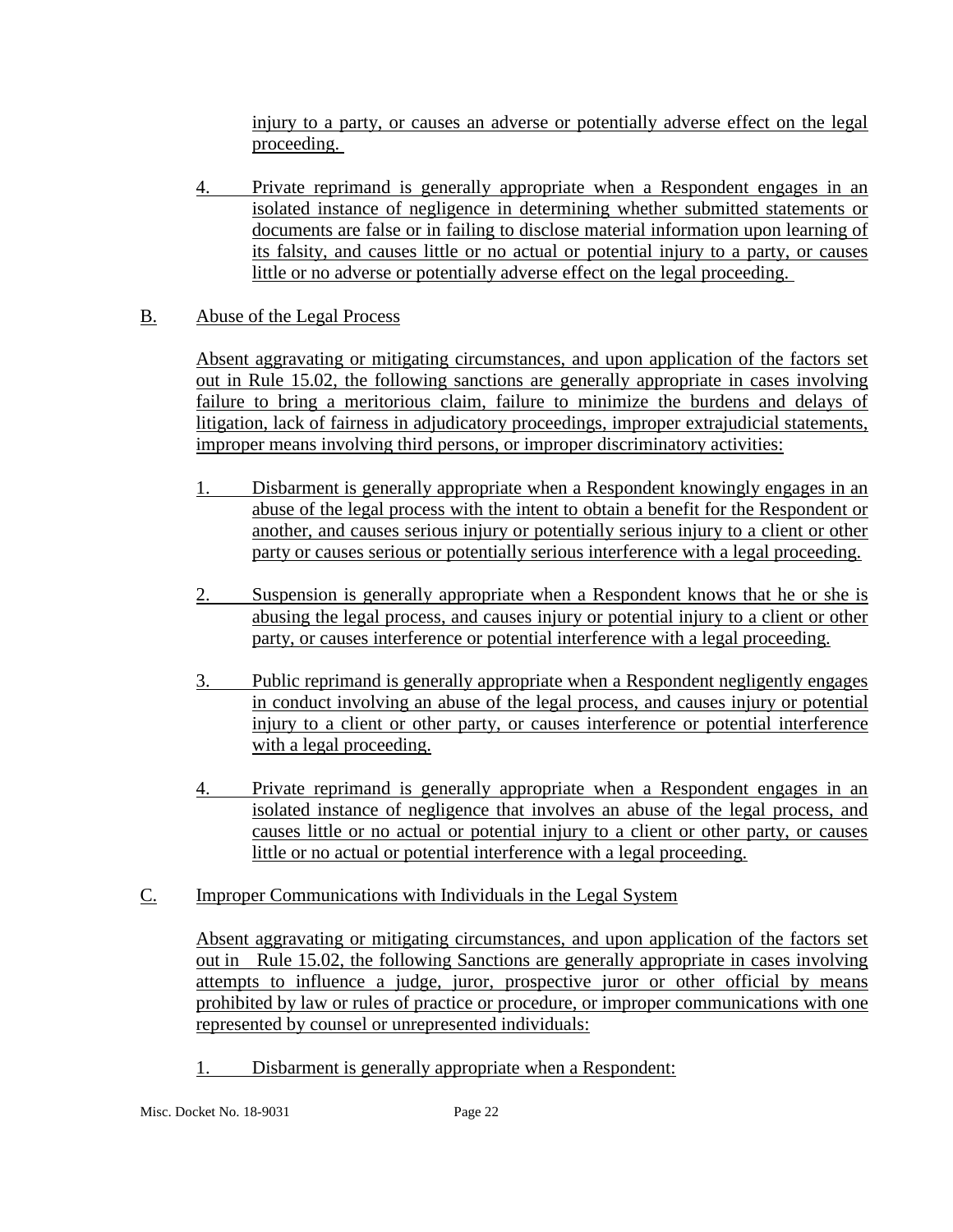injury to a party, or causes an adverse or potentially adverse effect on the legal proceeding.

4. Private reprimand is generally appropriate when a Respondent engages in an isolated instance of negligence in determining whether submitted statements or documents are false or in failing to disclose material information upon learning of its falsity, and causes little or no actual or potential injury to a party, or causes little or no adverse or potentially adverse effect on the legal proceeding.

B. Abuse of the Legal Process

Absent aggravating or mitigating circumstances, and upon application of the factors set out in Rule 15.02, the following sanctions are generally appropriate in cases involving failure to bring a meritorious claim, failure to minimize the burdens and delays of litigation, lack of fairness in adjudicatory proceedings, improper extrajudicial statements, improper means involving third persons, or improper discriminatory activities:

1. Disbarment is generally appropriate when a Respondent knowingly engages in an abuse of the legal process with the intent to obtain a benefit for the Respondent or another, and causes serious injury or potentially serious injury to a client or other party or causes serious or potentially serious interference with a legal proceeding.

2. Suspension is generally appropriate when a Respondent knows that he or she is abusing the legal process, and causes injury or potential injury to a client or other party, or causes interference or potential interference with a legal proceeding.

3. Public reprimand is generally appropriate when a Respondent negligently engages in conduct involving an abuse of the legal process, and causes injury or potential injury to a client or other party, or causes interference or potential interference with a legal proceeding.

4. Private reprimand is generally appropriate when a Respondent engages in an isolated instance of negligence that involves an abuse of the legal process, and causes little or no actual or potential injury to a client or other party, or causes little or no actual or potential interference with a legal proceeding.

C. Improper Communications with Individuals in the Legal System

Absent aggravating or mitigating circumstances, and upon application of the factors set out in Rule 15.02, the following Sanctions are generally appropriate in cases involving attempts to influence a judge, juror, prospective juror or other official by means prohibited by law or rules of practice or procedure, or improper communications with one represented by counsel or unrepresented individuals:

1. Disbarment is generally appropriate when a Respondent: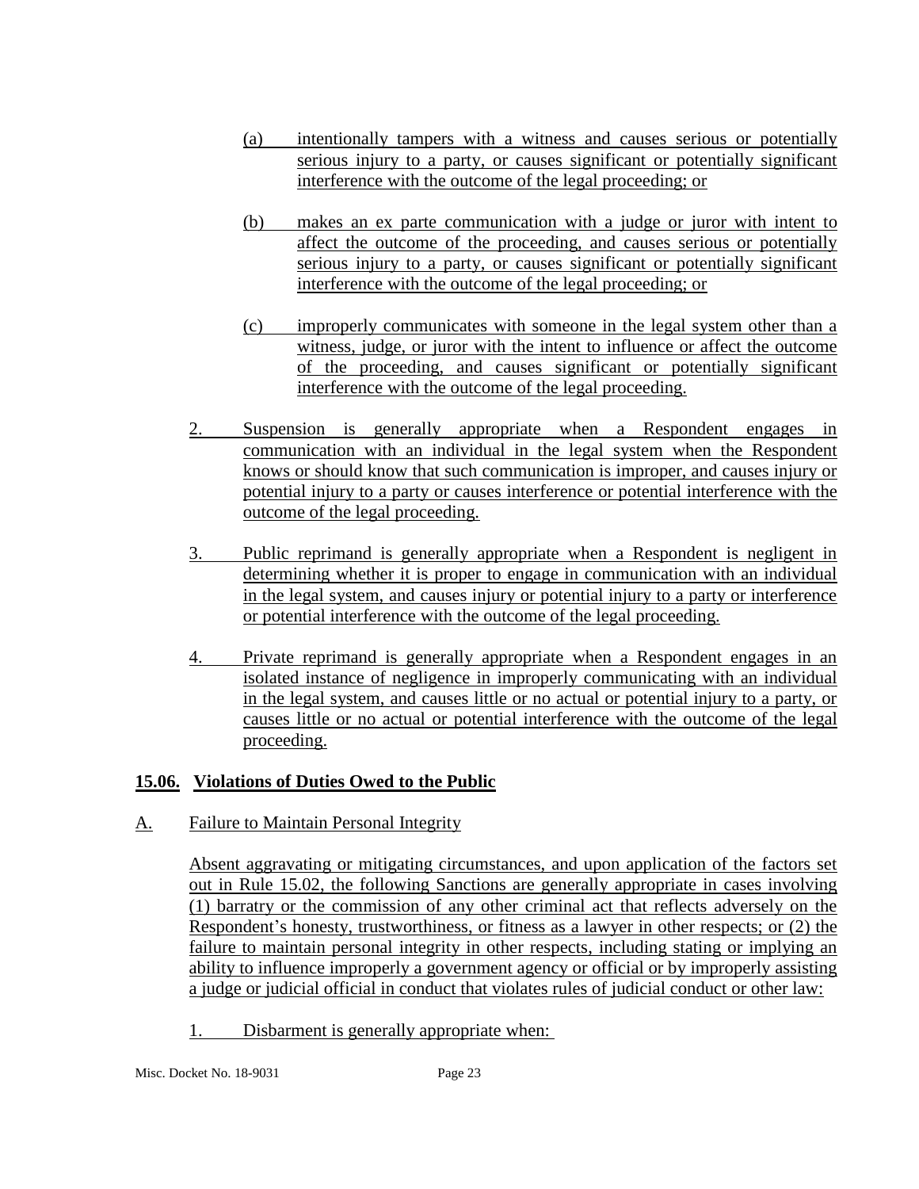(a) intentionally tampers with a witness and causes serious or potentially serious injury to a party, or causes significant or potentially significant interference with the outcome of the legal proceeding; or

(b) makes an ex parte communication with a judge or juror with intent to affect the outcome of the proceeding, and causes serious or potentially serious injury to a party, or causes significant or potentially significant interference with the outcome of the legal proceeding; or

(c) improperly communicates with someone in the legal system other than a witness, judge, or juror with the intent to influence or affect the outcome of the proceeding, and causes significant or potentially significant interference with the outcome of the legal proceeding.

2. Suspension is generally appropriate when a Respondent engages in communication with an individual in the legal system when the Respondent knows or should know that such communication is improper, and causes injury or potential injury to a party or causes interference or potential interference with the outcome of the legal proceeding.

3. Public reprimand is generally appropriate when a Respondent is negligent in determining whether it is proper to engage in communication with an individual in the legal system, and causes injury or potential injury to a party or interference or potential interference with the outcome of the legal proceeding.

4. Private reprimand is generally appropriate when a Respondent engages in an isolated instance of negligence in improperly communicating with an individual in the legal system, and causes little or no actual or potential injury to a party, or causes little or no actual or potential interference with the outcome of the legal proceeding.

## 15.06. Violations of Duties Owed to the Public

A. Failure to Maintain Personal Integrity

Absent aggravating or mitigating circumstances, and upon application of the factors set out in Rule 15.02, the following Sanctions are generally appropriate in cases involving (1) barratry or the commission of any other criminal act that reflects adversely on the Respondent's honesty, trustworthiness, or fitness as a lawyer in other respects; or (2) the failure to maintain personal integrity in other respects, including stating or implying an ability to influence improperly a government agency or official or by improperly assisting a judge or judicial official in conduct that violates rules of judicial conduct or other law:

1. Disbarment is generally appropriate when: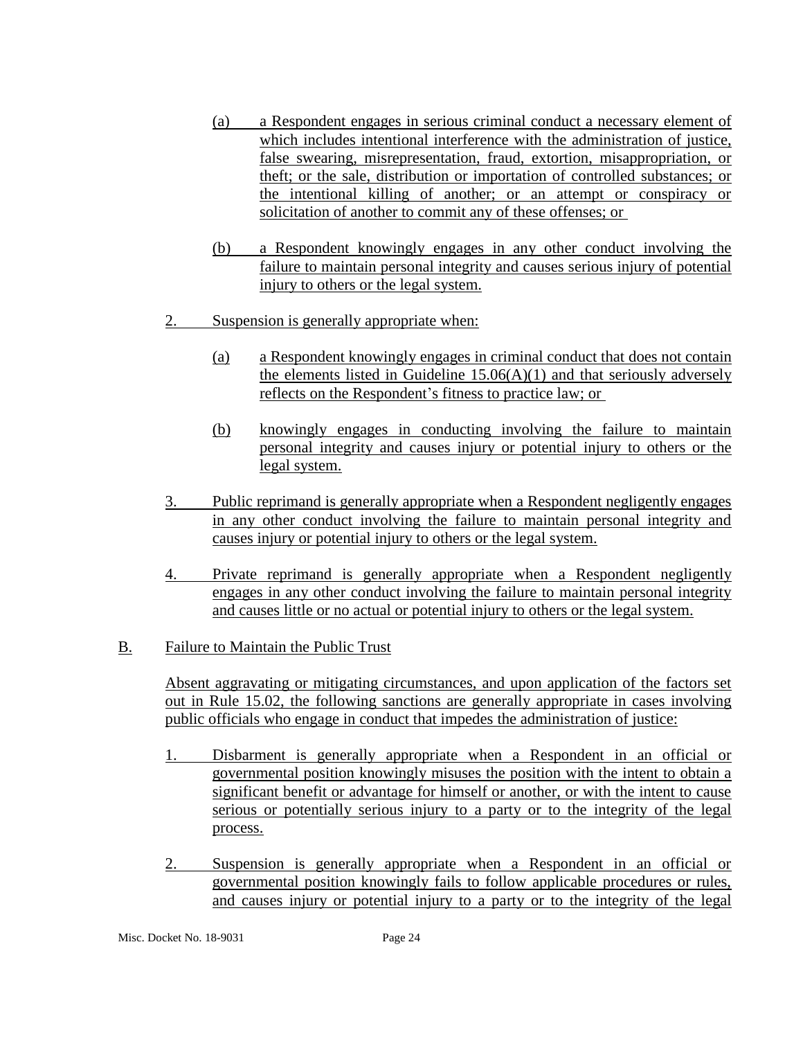(a) a Respondent engages in serious criminal conduct a necessary element of which includes intentional interference with the administration of justice, false swearing, misrepresentation, fraud, extortion, misappropriation, or theft; or the sale, distribution or importation of controlled substances; or the intentional killing of another; or an attempt or conspiracy or solicitation of another to commit any of these offenses; or

(b) a Respondent knowingly engages in any other conduct involving the failure to maintain personal integrity and causes serious injury of potential injury to others or the legal system.

2. Suspension is generally appropriate when:

(a) a Respondent knowingly engages in criminal conduct that does not contain the elements listed in Guideline 15.06(A)(1) and that seriously adversely reflects on the Respondent's fitness to practice law; or

(b) knowingly engages in conducting involving the failure to maintain personal integrity and causes injury or potential injury to others or the legal system.

3. Public reprimand is generally appropriate when a Respondent negligently engages in any other conduct involving the failure to maintain personal integrity and causes injury or potential injury to others or the legal system.

4. Private reprimand is generally appropriate when a Respondent negligently engages in any other conduct involving the failure to maintain personal integrity and causes little or no actual or potential injury to others or the legal system.

B. Failure to Maintain the Public Trust

Absent aggravating or mitigating circumstances, and upon application of the factors set out in Rule 15.02, the following sanctions are generally appropriate in cases involving public officials who engage in conduct that impedes the administration of justice:

1. Disbarment is generally appropriate when a Respondent in an official or governmental position knowingly misuses the position with the intent to obtain a significant benefit or advantage for himself or another, or with the intent to cause serious or potentially serious injury to a party or to the integrity of the legal process.

2. Suspension is generally appropriate when a Respondent in an official or governmental position knowingly fails to follow applicable procedures or rules, and causes injury or potential injury to a party or to the integrity of the legal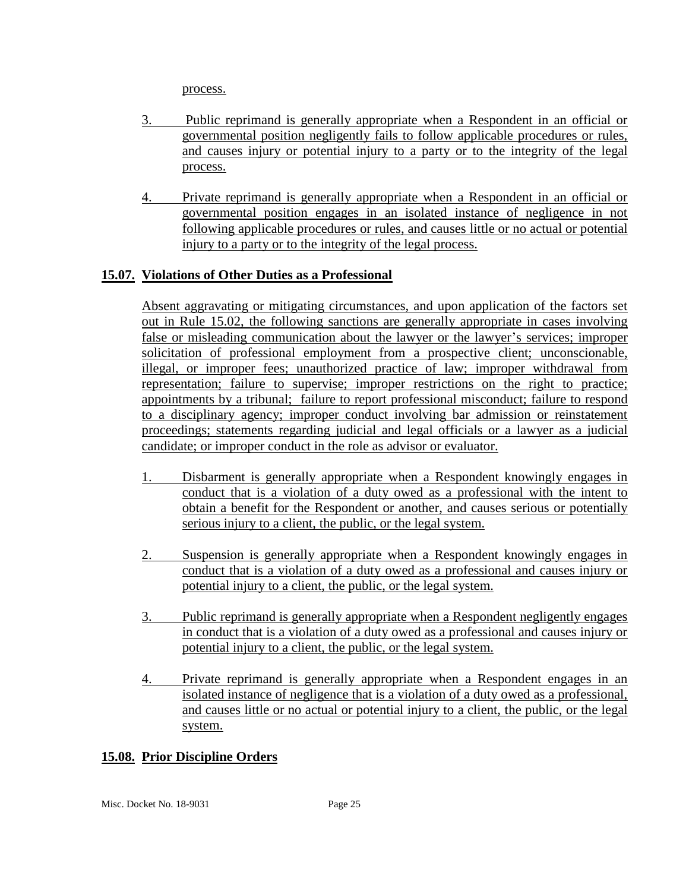process.

3. Public reprimand is generally appropriate when a Respondent in an official or governmental position negligently fails to follow applicable procedures or rules, and causes injury or potential injury to a party or to the integrity of the legal process.

4. Private reprimand is generally appropriate when a Respondent in an official or governmental position engages in an isolated instance of negligence in not following applicable procedures or rules, and causes little or no actual or potential injury to a party or to the integrity of the legal process.

## 15.07. Violations of Other Duties as a Professional

Absent aggravating or mitigating circumstances, and upon application of the factors set out in Rule 15.02, the following sanctions are generally appropriate in cases involving false or misleading communication about the lawyer or the lawyer's services; improper solicitation of professional employment from a prospective client; unconscionable, illegal, or improper fees; unauthorized practice of law; improper withdrawal from representation; failure to supervise; improper restrictions on the right to practice; appointments by a tribunal; failure to report professional misconduct; failure to respond to a disciplinary agency; improper conduct involving bar admission or reinstatement proceedings; statements regarding judicial and legal officials or a lawyer as a judicial candidate; or improper conduct in the role as advisor or evaluator.

1. Disbarment is generally appropriate when a Respondent knowingly engages in conduct that is a violation of a duty owed as a professional with the intent to obtain a benefit for the Respondent or another, and causes serious or potentially serious injury to a client, the public, or the legal system.

2. Suspension is generally appropriate when a Respondent knowingly engages in conduct that is a violation of a duty owed as a professional and causes injury or potential injury to a client, the public, or the legal system.

3. Public reprimand is generally appropriate when a Respondent negligently engages in conduct that is a violation of a duty owed as a professional and causes injury or potential injury to a client, the public, or the legal system.

4. Private reprimand is generally appropriate when a Respondent engages in an isolated instance of negligence that is a violation of a duty owed as a professional, and causes little or no actual or potential injury to a client, the public, or the legal system.

## 15.08. Prior Discipline Orders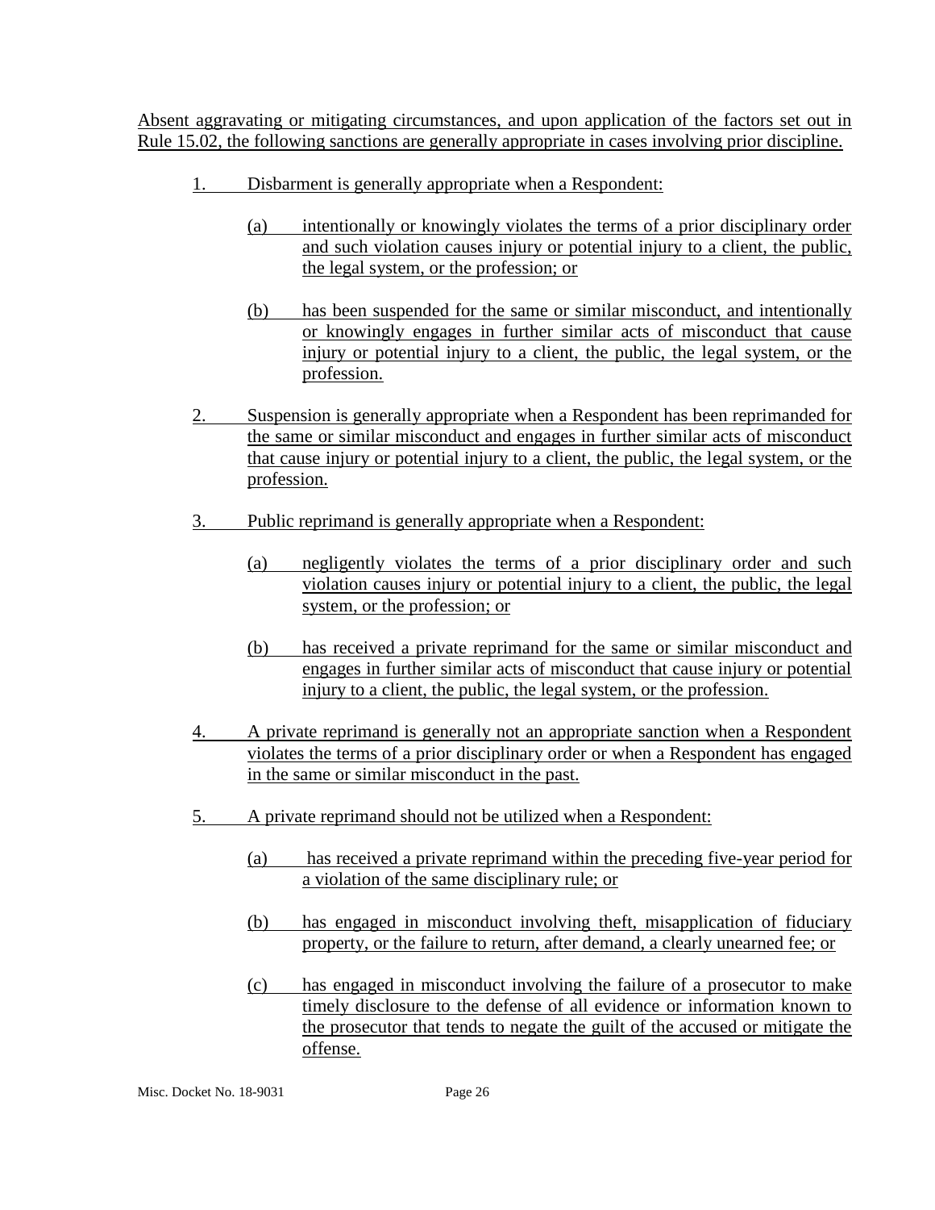Absent aggravating or mitigating circumstances, and upon application of the factors set out in Rule 15.02, the following sanctions are generally appropriate in cases involving prior discipline.

1. Disbarment is generally appropriate when a Respondent:

    (a) intentionally or knowingly violates the terms of a prior disciplinary order and such violation causes injury or potential injury to a client, the public, the legal system, or the profession; or

    (b) has been suspended for the same or similar misconduct, and intentionally or knowingly engages in further similar acts of misconduct that cause injury or potential injury to a client, the public, the legal system, or the profession.

2. Suspension is generally appropriate when a Respondent has been reprimanded for the same or similar misconduct and engages in further similar acts of misconduct that cause injury or potential injury to a client, the public, the legal system, or the profession.

3. Public reprimand is generally appropriate when a Respondent:

    (a) negligently violates the terms of a prior disciplinary order and such violation causes injury or potential injury to a client, the public, the legal system, or the profession; or

    (b) has received a private reprimand for the same or similar misconduct and engages in further similar acts of misconduct that cause injury or potential injury to a client, the public, the legal system, or the profession.

4. A private reprimand is generally not an appropriate sanction when a Respondent violates the terms of a prior disciplinary order or when a Respondent has engaged in the same or similar misconduct in the past.

5. A private reprimand should not be utilized when a Respondent:

    (a) has received a private reprimand within the preceding five-year period for a violation of the same disciplinary rule; or

    (b) has engaged in misconduct involving theft, misapplication of fiduciary property, or the failure to return, after demand, a clearly unearned fee; or

    (c) has engaged in misconduct involving the failure of a prosecutor to make timely disclosure to the defense of all evidence or information known to the prosecutor that tends to negate the guilt of the accused or mitigate the offense.

Misc. Docket No. 18-9031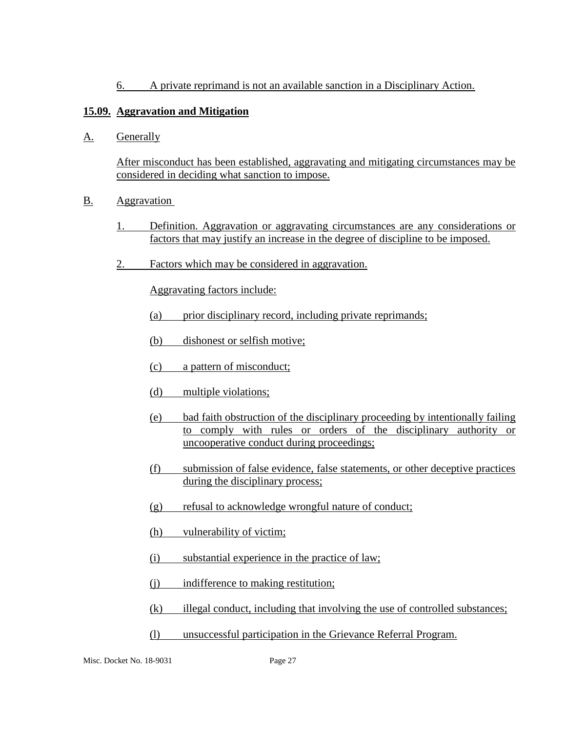6. A private reprimand is not an available sanction in a Disciplinary Action.

**15.09. Aggravation and Mitigation**

A. Generally

After misconduct has been established, aggravating and mitigating circumstances may be considered in deciding what sanction to impose.

B. Aggravation

1. Definition. Aggravation or aggravating circumstances are any considerations or factors that may justify an increase in the degree of discipline to be imposed.

2. Factors which may be considered in aggravation.

Aggravating factors include:

(a) prior disciplinary record, including private reprimands;

(b) dishonest or selfish motive;

(c) a pattern of misconduct;

(d) multiple violations;

(e) bad faith obstruction of the disciplinary proceeding by intentionally failing to comply with rules or orders of the disciplinary authority or uncooperative conduct during proceedings;

(f) submission of false evidence, false statements, or other deceptive practices during the disciplinary process;

(g) refusal to acknowledge wrongful nature of conduct;

(h) vulnerability of victim;

(i) substantial experience in the practice of law;

(j) indifference to making restitution;

(k) illegal conduct, including that involving the use of controlled substances;

(l) unsuccessful participation in the Grievance Referral Program.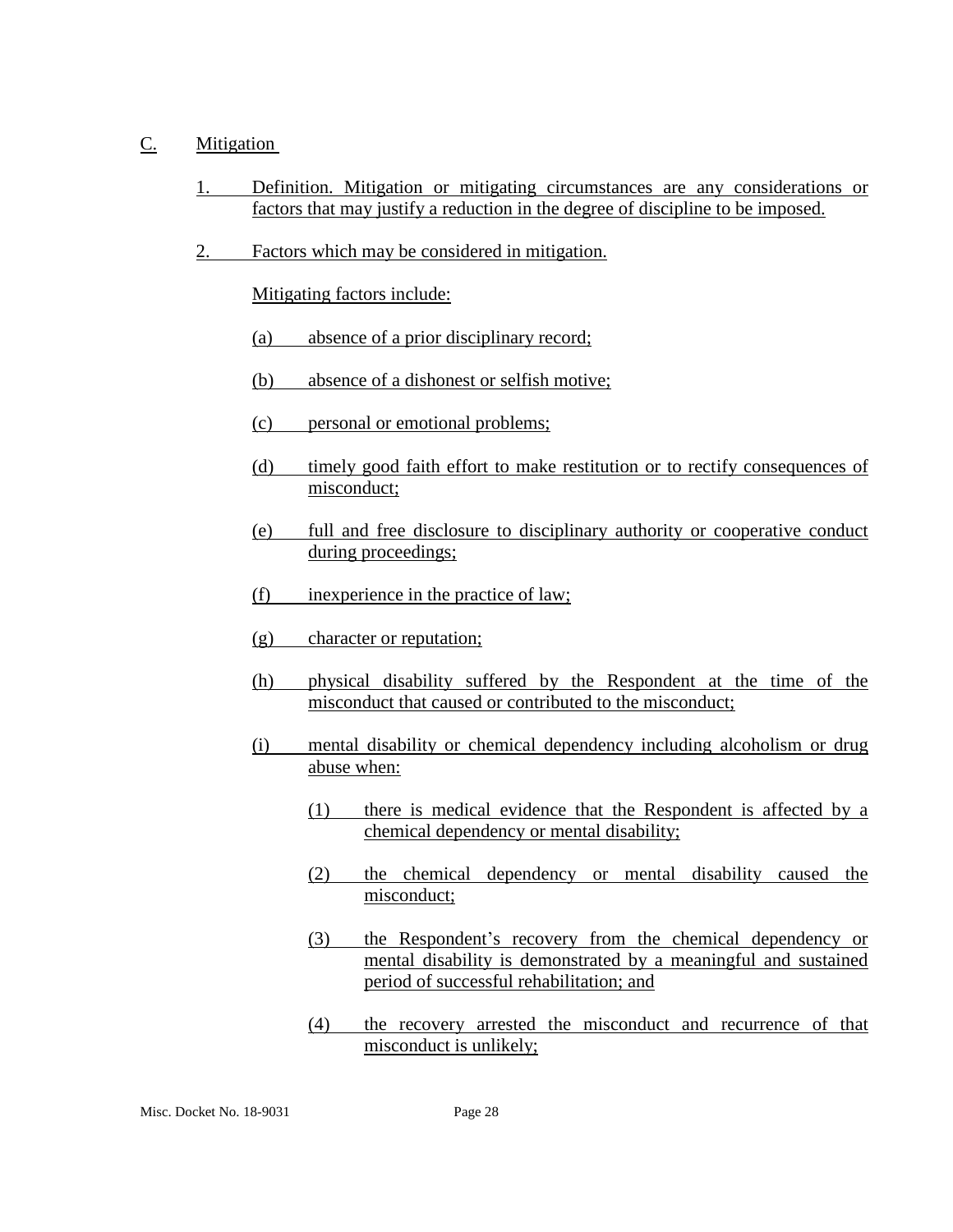C. Mitigation

1. Definition. Mitigation or mitigating circumstances are any considerations or factors that may justify a reduction in the degree of discipline to be imposed.

2. Factors which may be considered in mitigation.

   Mitigating factors include:

   (a) absence of a prior disciplinary record;

   (b) absence of a dishonest or selfish motive;

   (c) personal or emotional problems;

   (d) timely good faith effort to make restitution or to rectify consequences of misconduct;

   (e) full and free disclosure to disciplinary authority or cooperative conduct during proceedings;

   (f) inexperience in the practice of law;

   (g) character or reputation;

   (h) physical disability suffered by the Respondent at the time of the misconduct that caused or contributed to the misconduct;

   (i) mental disability or chemical dependency including alcoholism or drug abuse when:

      (1) there is medical evidence that the Respondent is affected by a chemical dependency or mental disability;

      (2) the chemical dependency or mental disability caused the misconduct;

      (3) the Respondent's recovery from the chemical dependency or mental disability is demonstrated by a meaningful and sustained period of successful rehabilitation; and

      (4) the recovery arrested the misconduct and recurrence of that misconduct is unlikely;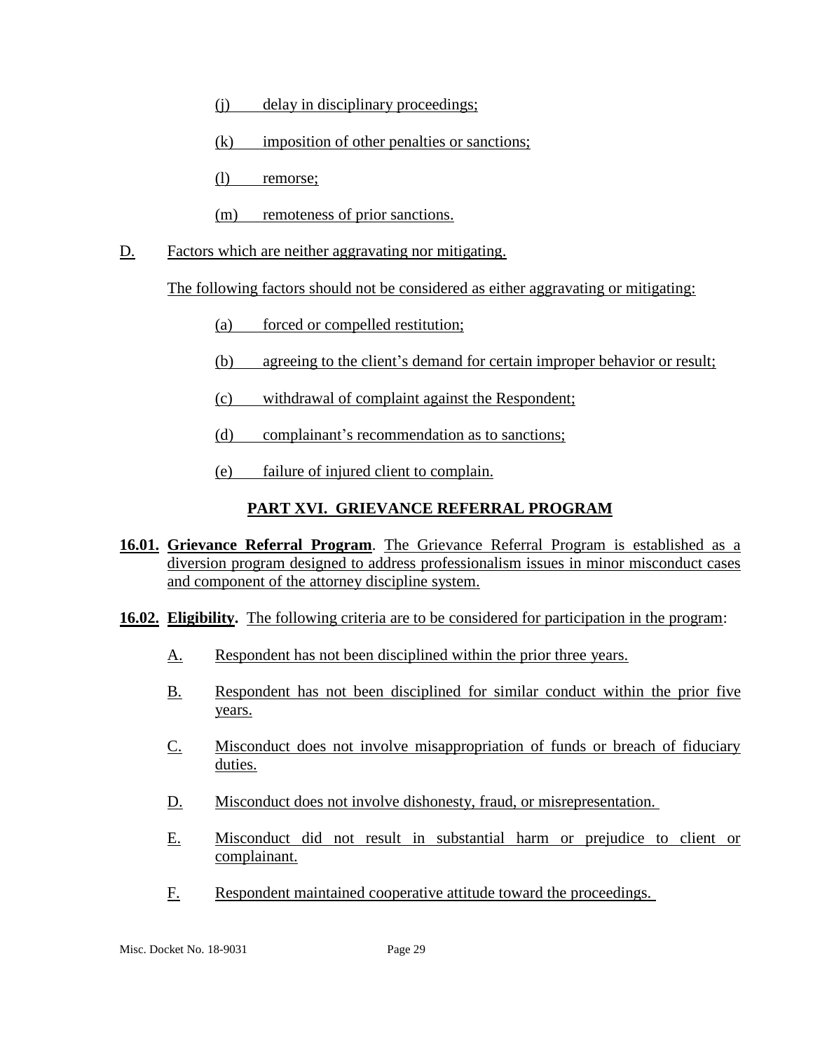(j) delay in disciplinary proceedings;

(k) imposition of other penalties or sanctions;

(l) remorse;

(m) remoteness of prior sanctions.

D. Factors which are neither aggravating nor mitigating.

The following factors should not be considered as either aggravating or mitigating:

(a) forced or compelled restitution;

(b) agreeing to the client's demand for certain improper behavior or result;

(c) withdrawal of complaint against the Respondent;

(d) complainant's recommendation as to sanctions;

(e) failure of injured client to complain.

## PART XVI. GRIEVANCE REFERRAL PROGRAM

**16.01. Grievance Referral Program**. The Grievance Referral Program is established as a diversion program designed to address professionalism issues in minor misconduct cases and component of the attorney discipline system.

**16.02. Eligibility.** The following criteria are to be considered for participation in the program:

A. Respondent has not been disciplined within the prior three years.

B. Respondent has not been disciplined for similar conduct within the prior five years.

C. Misconduct does not involve misappropriation of funds or breach of fiduciary duties.

D. Misconduct does not involve dishonesty, fraud, or misrepresentation.

E. Misconduct did not result in substantial harm or prejudice to client or complainant.

F. Respondent maintained cooperative attitude toward the proceedings.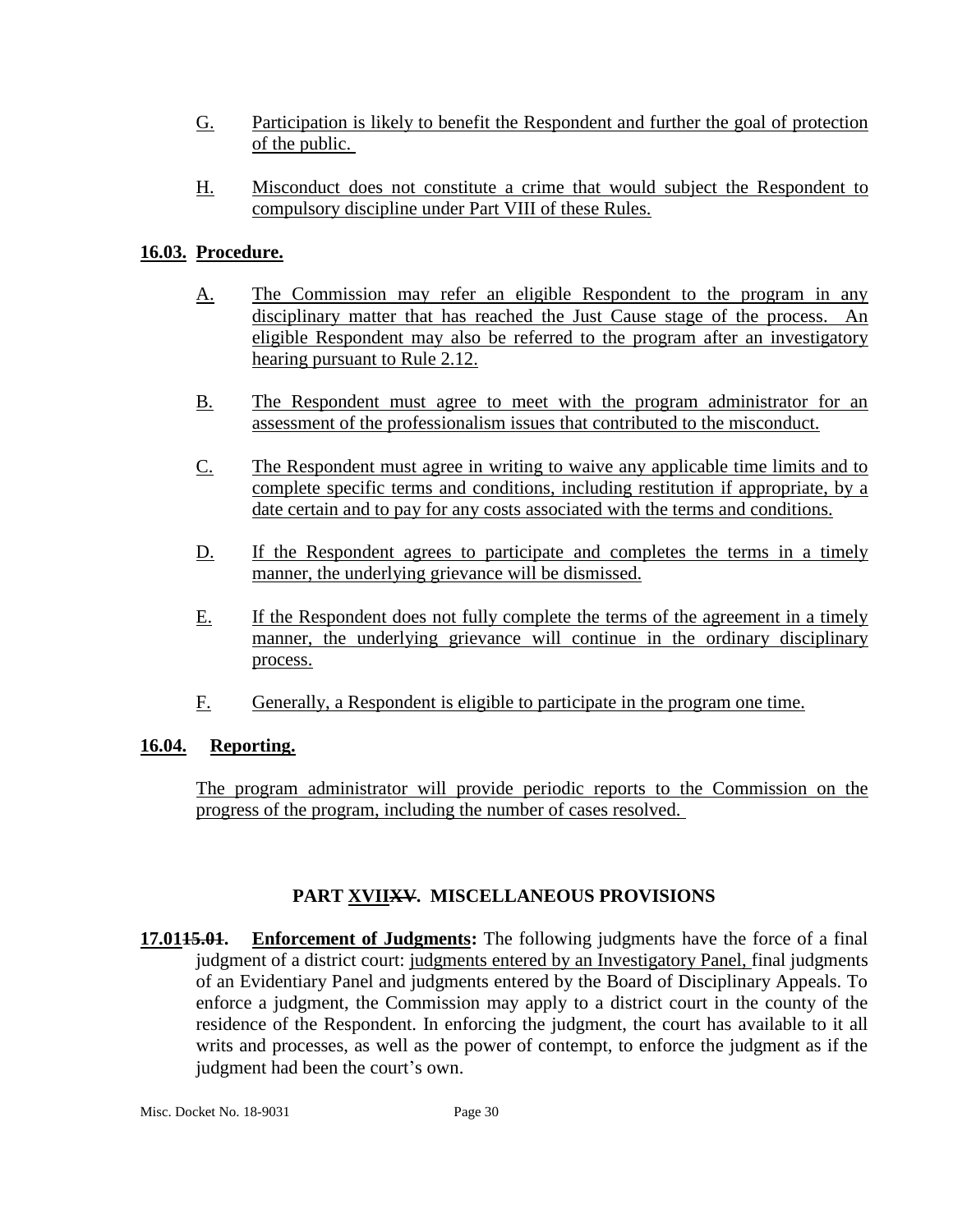G. Participation is likely to benefit the Respondent and further the goal of protection of the public.

H. Misconduct does not constitute a crime that would subject the Respondent to compulsory discipline under Part VIII of these Rules.

**16.03. Procedure.**

A. The Commission may refer an eligible Respondent to the program in any disciplinary matter that has reached the Just Cause stage of the process. An eligible Respondent may also be referred to the program after an investigatory hearing pursuant to Rule 2.12.

B. The Respondent must agree to meet with the program administrator for an assessment of the professionalism issues that contributed to the misconduct.

C. The Respondent must agree in writing to waive any applicable time limits and to complete specific terms and conditions, including restitution if appropriate, by a date certain and to pay for any costs associated with the terms and conditions.

D. If the Respondent agrees to participate and completes the terms in a timely manner, the underlying grievance will be dismissed.

E. If the Respondent does not fully complete the terms of the agreement in a timely manner, the underlying grievance will continue in the ordinary disciplinary process.

F. Generally, a Respondent is eligible to participate in the program one time.

**16.04. Reporting.**

The program administrator will provide periodic reports to the Commission on the progress of the program, including the number of cases resolved.

## PART XVII~~XV~~. MISCELLANEOUS PROVISIONS

**17.01~~15.01~~. Enforcement of Judgments:** The following judgments have the force of a final judgment of a district court: judgments entered by an Investigatory Panel, final judgments of an Evidentiary Panel and judgments entered by the Board of Disciplinary Appeals. To enforce a judgment, the Commission may apply to a district court in the county of the residence of the Respondent. In enforcing the judgment, the court has available to it all writs and processes, as well as the power of contempt, to enforce the judgment as if the judgment had been the court's own.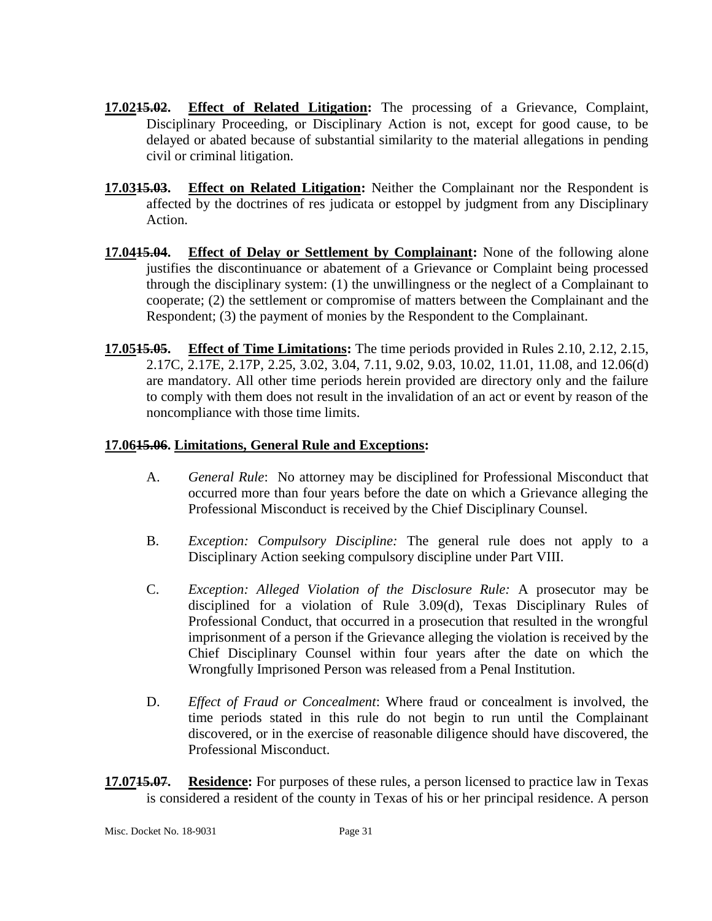**17.02~~15.02~~.** **Effect of Related Litigation:** The processing of a Grievance, Complaint, Disciplinary Proceeding, or Disciplinary Action is not, except for good cause, to be delayed or abated because of substantial similarity to the material allegations in pending civil or criminal litigation.

**17.03~~15.03~~.** **Effect on Related Litigation:** Neither the Complainant nor the Respondent is affected by the doctrines of res judicata or estoppel by judgment from any Disciplinary Action.

**17.04~~15.04~~.** **Effect of Delay or Settlement by Complainant:** None of the following alone justifies the discontinuance or abatement of a Grievance or Complaint being processed through the disciplinary system: (1) the unwillingness or the neglect of a Complainant to cooperate; (2) the settlement or compromise of matters between the Complainant and the Respondent; (3) the payment of monies by the Respondent to the Complainant.

**17.05~~15.05~~.** **Effect of Time Limitations:** The time periods provided in Rules 2.10, 2.12, 2.15, 2.17C, 2.17E, 2.17P, 2.25, 3.02, 3.04, 7.11, 9.02, 9.03, 10.02, 11.01, 11.08, and 12.06(d) are mandatory. All other time periods herein provided are directory only and the failure to comply with them does not result in the invalidation of an act or event by reason of the noncompliance with those time limits.

**17.06~~15.06~~. Limitations, General Rule and Exceptions:**

A. *General Rule*: No attorney may be disciplined for Professional Misconduct that occurred more than four years before the date on which a Grievance alleging the Professional Misconduct is received by the Chief Disciplinary Counsel.

B. *Exception: Compulsory Discipline:* The general rule does not apply to a Disciplinary Action seeking compulsory discipline under Part VIII.

C. *Exception: Alleged Violation of the Disclosure Rule:* A prosecutor may be disciplined for a violation of Rule 3.09(d), Texas Disciplinary Rules of Professional Conduct, that occurred in a prosecution that resulted in the wrongful imprisonment of a person if the Grievance alleging the violation is received by the Chief Disciplinary Counsel within four years after the date on which the Wrongfully Imprisoned Person was released from a Penal Institution.

D. *Effect of Fraud or Concealment*: Where fraud or concealment is involved, the time periods stated in this rule do not begin to run until the Complainant discovered, or in the exercise of reasonable diligence should have discovered, the Professional Misconduct.

**17.07~~15.07~~.** **Residence:** For purposes of these rules, a person licensed to practice law in Texas is considered a resident of the county in Texas of his or her principal residence. A person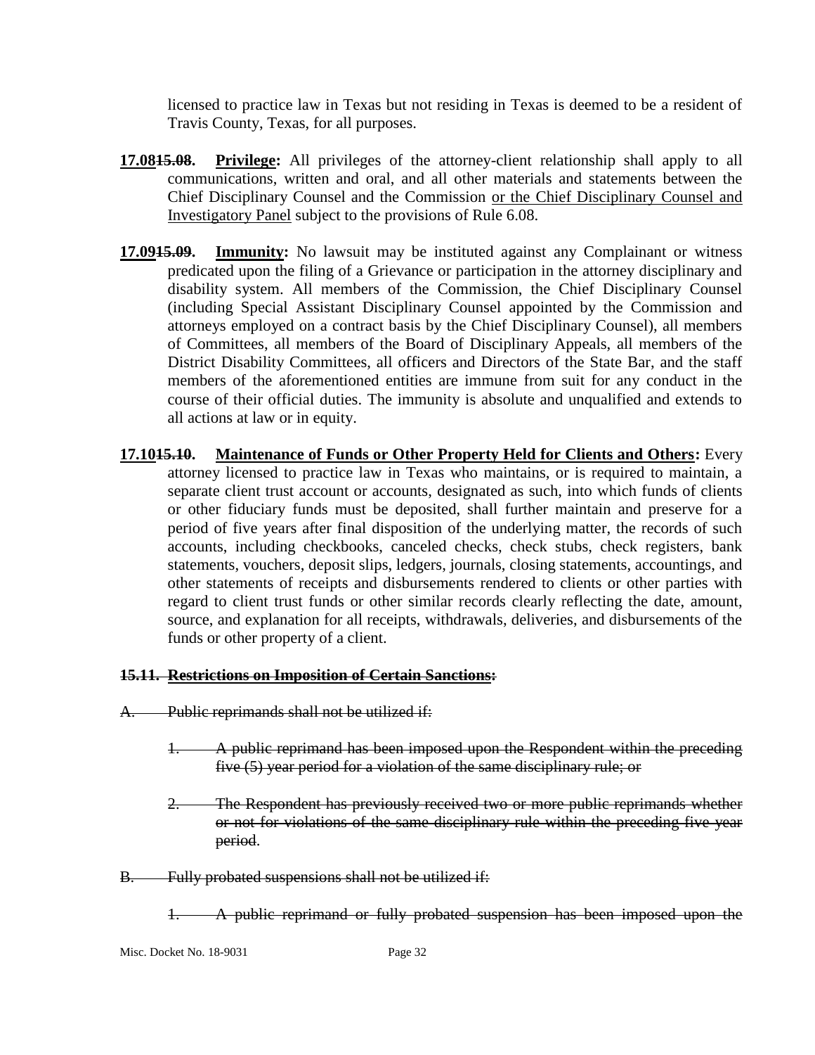licensed to practice law in Texas but not residing in Texas is deemed to be a resident of Travis County, Texas, for all purposes.

**<u>17.08</u>~~15.08~~. <u>Privilege</u>:** All privileges of the attorney-client relationship shall apply to all communications, written and oral, and all other materials and statements between the Chief Disciplinary Counsel and the Commission <u>or the Chief Disciplinary Counsel and Investigatory Panel</u> subject to the provisions of Rule 6.08.

**<u>17.09</u>~~15.09~~. <u>Immunity</u>:** No lawsuit may be instituted against any Complainant or witness predicated upon the filing of a Grievance or participation in the attorney disciplinary and disability system. All members of the Commission, the Chief Disciplinary Counsel (including Special Assistant Disciplinary Counsel appointed by the Commission and attorneys employed on a contract basis by the Chief Disciplinary Counsel), all members of Committees, all members of the Board of Disciplinary Appeals, all members of the District Disability Committees, all officers and Directors of the State Bar, and the staff members of the aforementioned entities are immune from suit for any conduct in the course of their official duties. The immunity is absolute and unqualified and extends to all actions at law or in equity.

**<u>17.10</u>~~15.10~~. <u>Maintenance of Funds or Other Property Held for Clients and Others</u>:** Every attorney licensed to practice law in Texas who maintains, or is required to maintain, a separate client trust account or accounts, designated as such, into which funds of clients or other fiduciary funds must be deposited, shall further maintain and preserve for a period of five years after final disposition of the underlying matter, the records of such accounts, including checkbooks, canceled checks, check stubs, check registers, bank statements, vouchers, deposit slips, ledgers, journals, closing statements, accountings, and other statements of receipts and disbursements rendered to clients or other parties with regard to client trust funds or other similar records clearly reflecting the date, amount, source, and explanation for all receipts, withdrawals, deliveries, and disbursements of the funds or other property of a client.

~~**15.11. Restrictions on Imposition of Certain Sanctions:**~~

~~A. Public reprimands shall not be utilized if:~~

~~1. A public reprimand has been imposed upon the Respondent within the preceding five (5) year period for a violation of the same disciplinary rule; or~~

~~2. The Respondent has previously received two or more public reprimands whether or not for violations of the same disciplinary rule within the preceding five year period.~~

~~B. Fully probated suspensions shall not be utilized if:~~

~~1. A public reprimand or fully probated suspension has been imposed upon the~~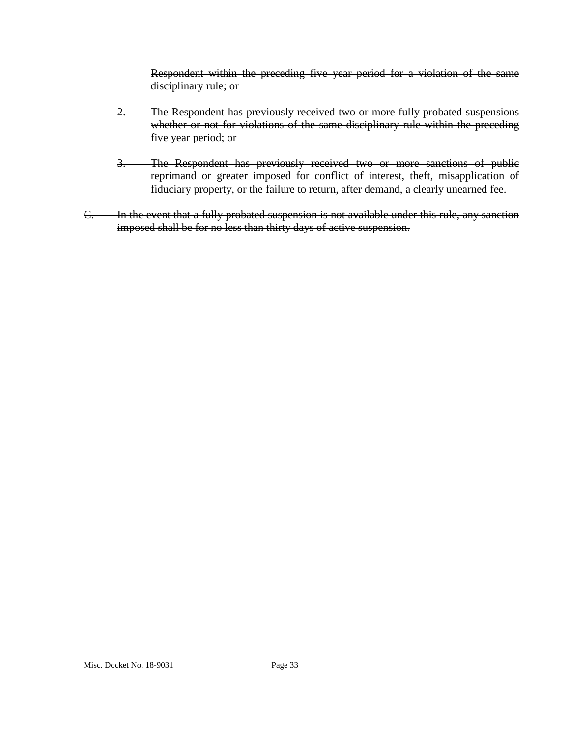~~Respondent within the preceding five year period for a violation of the same disciplinary rule; or~~

~~2. The Respondent has previously received two or more fully probated suspensions whether or not for violations of the same disciplinary rule within the preceding five year period; or~~

~~3. The Respondent has previously received two or more sanctions of public reprimand or greater imposed for conflict of interest, theft, misapplication of fiduciary property, or the failure to return, after demand, a clearly unearned fee.~~

~~C. In the event that a fully probated suspension is not available under this rule, any sanction imposed shall be for no less than thirty days of active suspension.~~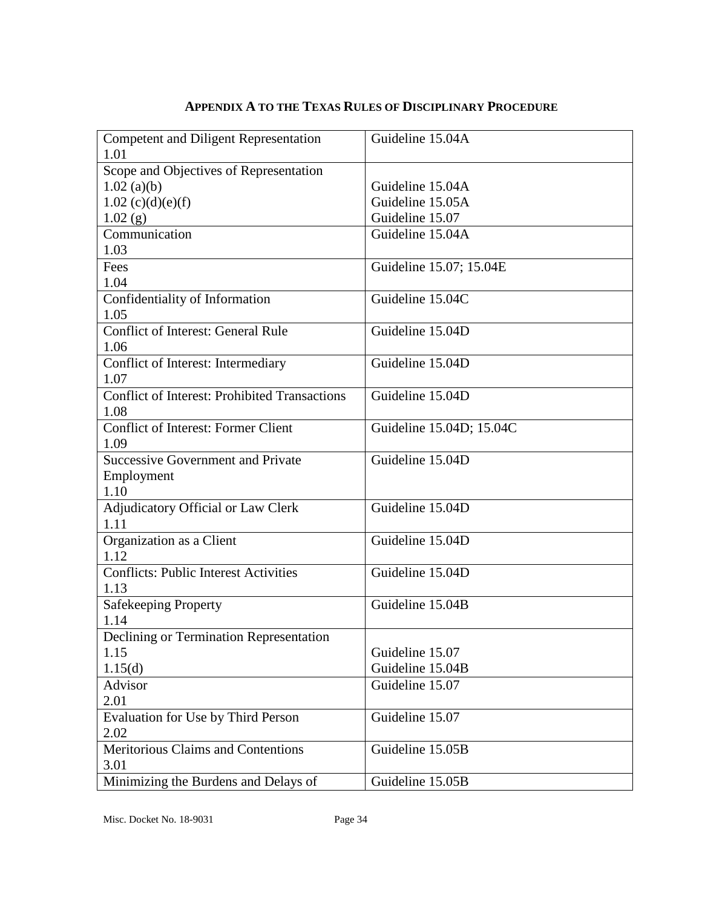## APPENDIX A TO THE TEXAS RULES OF DISCIPLINARY PROCEDURE

| | |
|---|---|
| Competent and Diligent Representation<br>1.01 | Guideline 15.04A |
| Scope and Objectives of Representation<br>1.02 (a)(b)<br>1.02 (c)(d)(e)(f)<br>1.02 (g) | <br>Guideline 15.04A<br>Guideline 15.05A<br>Guideline 15.07 |
| Communication<br>1.03 | Guideline 15.04A |
| Fees<br>1.04 | Guideline 15.07; 15.04E |
| Confidentiality of Information<br>1.05 | Guideline 15.04C |
| Conflict of Interest: General Rule<br>1.06 | Guideline 15.04D |
| Conflict of Interest: Intermediary<br>1.07 | Guideline 15.04D |
| Conflict of Interest: Prohibited Transactions<br>1.08 | Guideline 15.04D |
| Conflict of Interest: Former Client<br>1.09 | Guideline 15.04D; 15.04C |
| Successive Government and Private Employment<br>1.10 | Guideline 15.04D |
| Adjudicatory Official or Law Clerk<br>1.11 | Guideline 15.04D |
| Organization as a Client<br>1.12 | Guideline 15.04D |
| Conflicts: Public Interest Activities<br>1.13 | Guideline 15.04D |
| Safekeeping Property<br>1.14 | Guideline 15.04B |
| Declining or Termination Representation<br>1.15<br>1.15(d) | <br>Guideline 15.07<br>Guideline 15.04B |
| Advisor<br>2.01 | Guideline 15.07 |
| Evaluation for Use by Third Person<br>2.02 | Guideline 15.07 |
| Meritorious Claims and Contentions<br>3.01 | Guideline 15.05B |
| Minimizing the Burdens and Delays of | Guideline 15.05B |

Misc. Docket No. 18-9031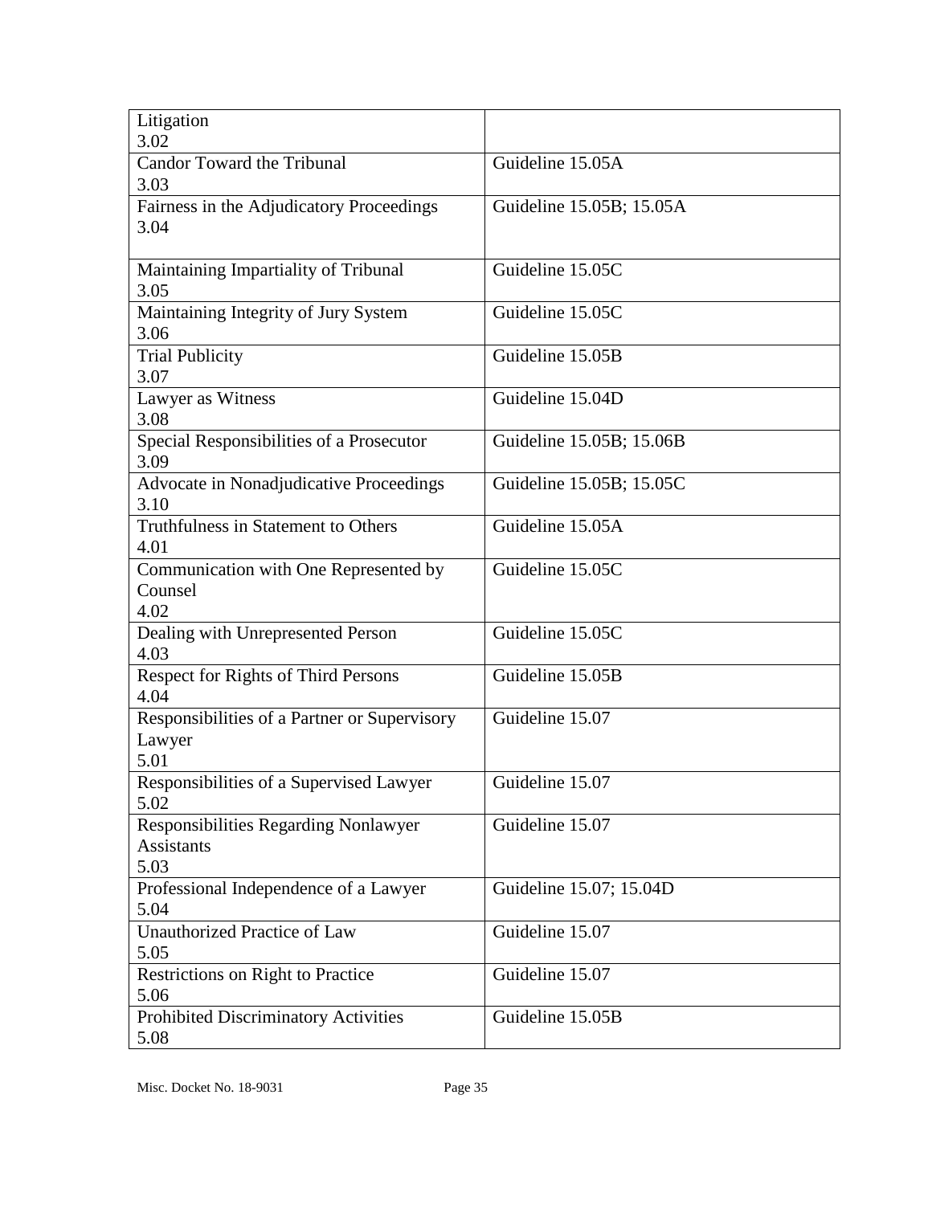| Litigation<br>3.02 | |
|---|---|
| Candor Toward the Tribunal<br>3.03 | Guideline 15.05A |
| Fairness in the Adjudicatory Proceedings<br>3.04 | Guideline 15.05B; 15.05A |
| Maintaining Impartiality of Tribunal<br>3.05 | Guideline 15.05C |
| Maintaining Integrity of Jury System<br>3.06 | Guideline 15.05C |
| Trial Publicity<br>3.07 | Guideline 15.05B |
| Lawyer as Witness<br>3.08 | Guideline 15.04D |
| Special Responsibilities of a Prosecutor<br>3.09 | Guideline 15.05B; 15.06B |
| Advocate in Nonadjudicative Proceedings<br>3.10 | Guideline 15.05B; 15.05C |
| Truthfulness in Statement to Others<br>4.01 | Guideline 15.05A |
| Communication with One Represented by Counsel<br>4.02 | Guideline 15.05C |
| Dealing with Unrepresented Person<br>4.03 | Guideline 15.05C |
| Respect for Rights of Third Persons<br>4.04 | Guideline 15.05B |
| Responsibilities of a Partner or Supervisory Lawyer<br>5.01 | Guideline 15.07 |
| Responsibilities of a Supervised Lawyer<br>5.02 | Guideline 15.07 |
| Responsibilities Regarding Nonlawyer Assistants<br>5.03 | Guideline 15.07 |
| Professional Independence of a Lawyer<br>5.04 | Guideline 15.07; 15.04D |
| Unauthorized Practice of Law<br>5.05 | Guideline 15.07 |
| Restrictions on Right to Practice<br>5.06 | Guideline 15.07 |
| Prohibited Discriminatory Activities<br>5.08 | Guideline 15.05B |

Misc. Docket No. 18-9031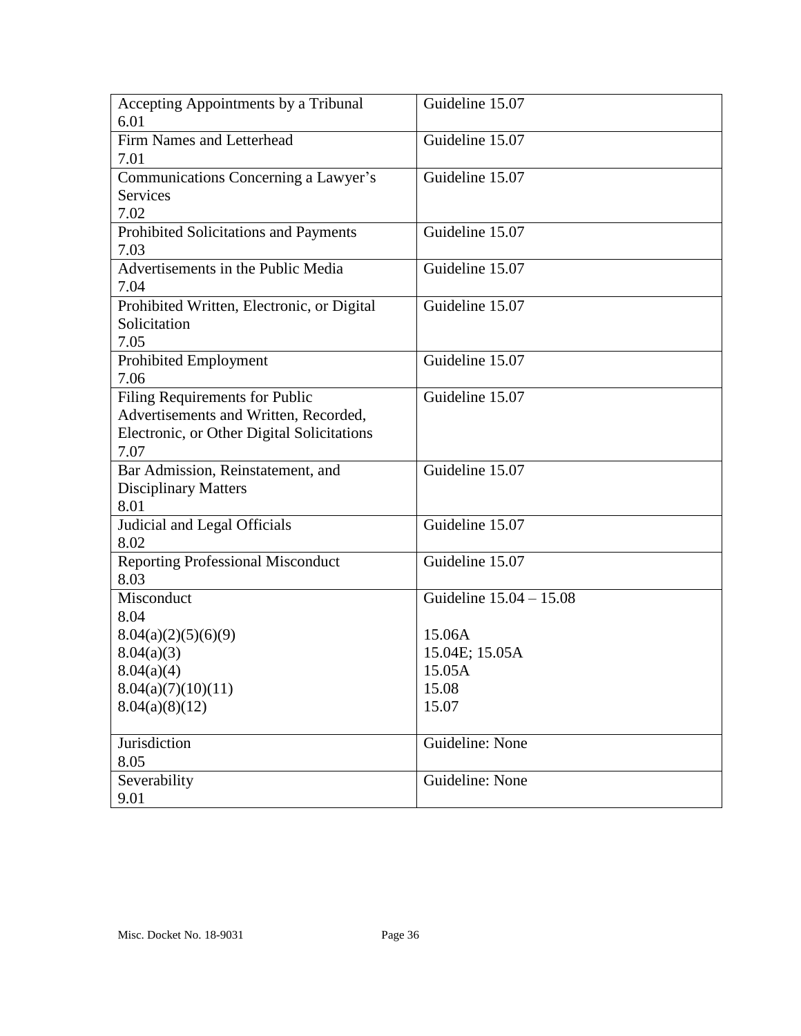| | |
|---|---|
| Accepting Appointments by a Tribunal<br>6.01 | Guideline 15.07 |
| Firm Names and Letterhead<br>7.01 | Guideline 15.07 |
| Communications Concerning a Lawyer's Services<br>7.02 | Guideline 15.07 |
| Prohibited Solicitations and Payments<br>7.03 | Guideline 15.07 |
| Advertisements in the Public Media<br>7.04 | Guideline 15.07 |
| Prohibited Written, Electronic, or Digital Solicitation<br>7.05 | Guideline 15.07 |
| Prohibited Employment<br>7.06 | Guideline 15.07 |
| Filing Requirements for Public Advertisements and Written, Recorded, Electronic, or Other Digital Solicitations<br>7.07 | Guideline 15.07 |
| Bar Admission, Reinstatement, and Disciplinary Matters<br>8.01 | Guideline 15.07 |
| Judicial and Legal Officials<br>8.02 | Guideline 15.07 |
| Reporting Professional Misconduct<br>8.03 | Guideline 15.07 |
| Misconduct<br>8.04<br>8.04(a)(2)(5)(6)(9)<br>8.04(a)(3)<br>8.04(a)(4)<br>8.04(a)(7)(10)(11)<br>8.04(a)(8)(12) | Guideline 15.04 – 15.08<br><br>15.06A<br>15.04E; 15.05A<br>15.05A<br>15.08<br>15.07 |
| Jurisdiction<br>8.05 | Guideline: None |
| Severability<br>9.01 | Guideline: None |

Misc. Docket No. 18-9031